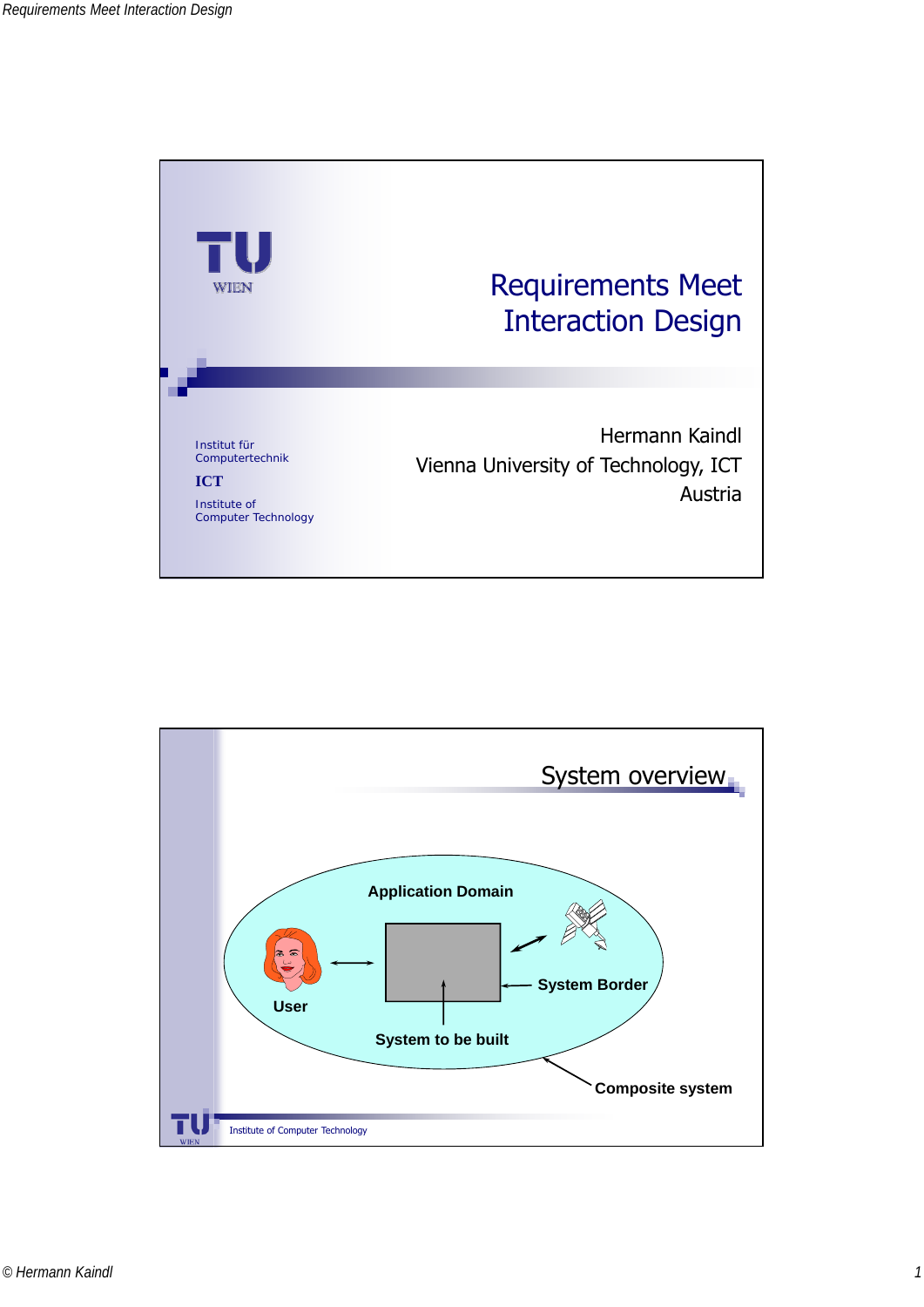# Requirements Meet Interaction Design

Hermann Kaindl
Vienna University of Technology, ICT
Austria

Institut für Computertechnik
ICT
Institute of Computer Technology

## System overview

Application Domain

User

System to be built

System Border

Composite system

Institute of Computer Technology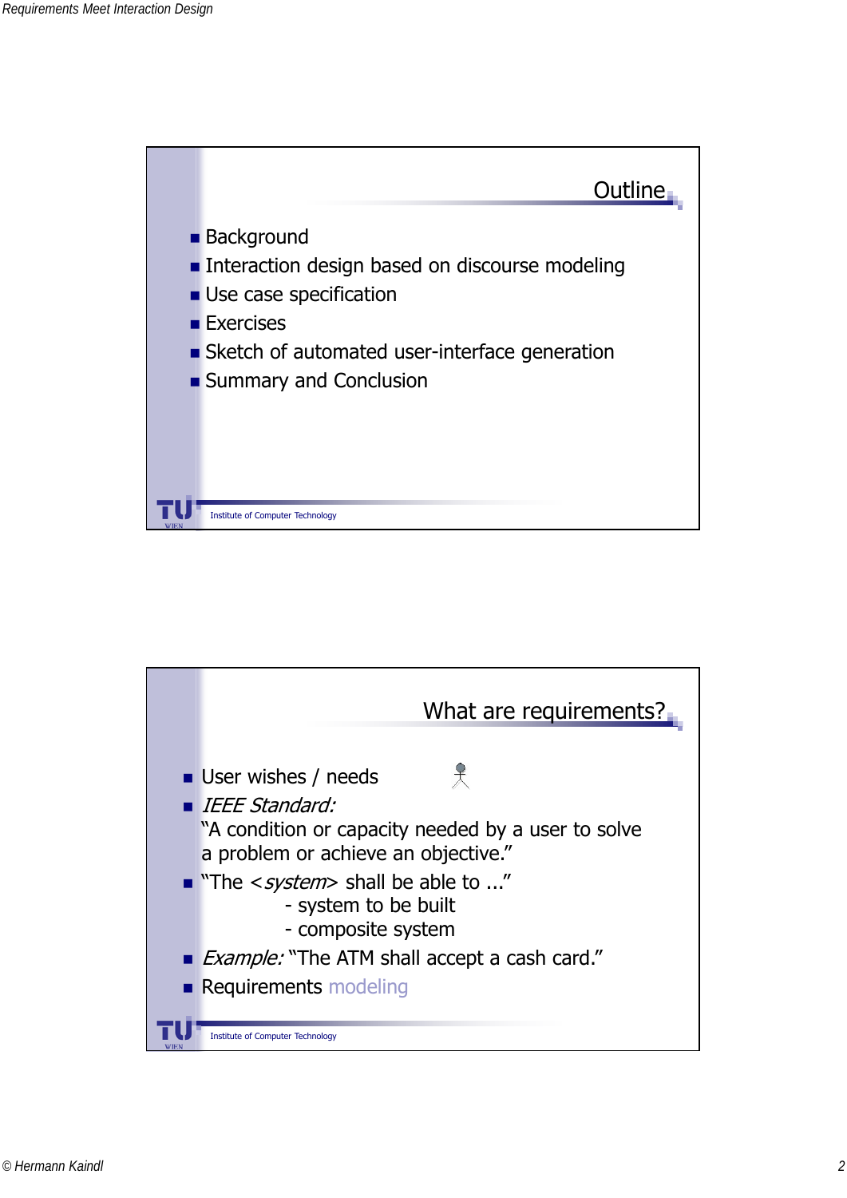## Outline

- Background
- Interaction design based on discourse modeling
- Use case specification
- Exercises
- Sketch of automated user-interface generation
- Summary and Conclusion

Institute of Computer Technology

## What are requirements?

- User wishes / needs
- *IEEE Standard:*
  "A condition or capacity needed by a user to solve a problem or achieve an objective."
- "The <*system*> shall be able to ..."
  - system to be built
  - composite system
- *Example:* "The ATM shall accept a cash card."
- Requirements modeling

Institute of Computer Technology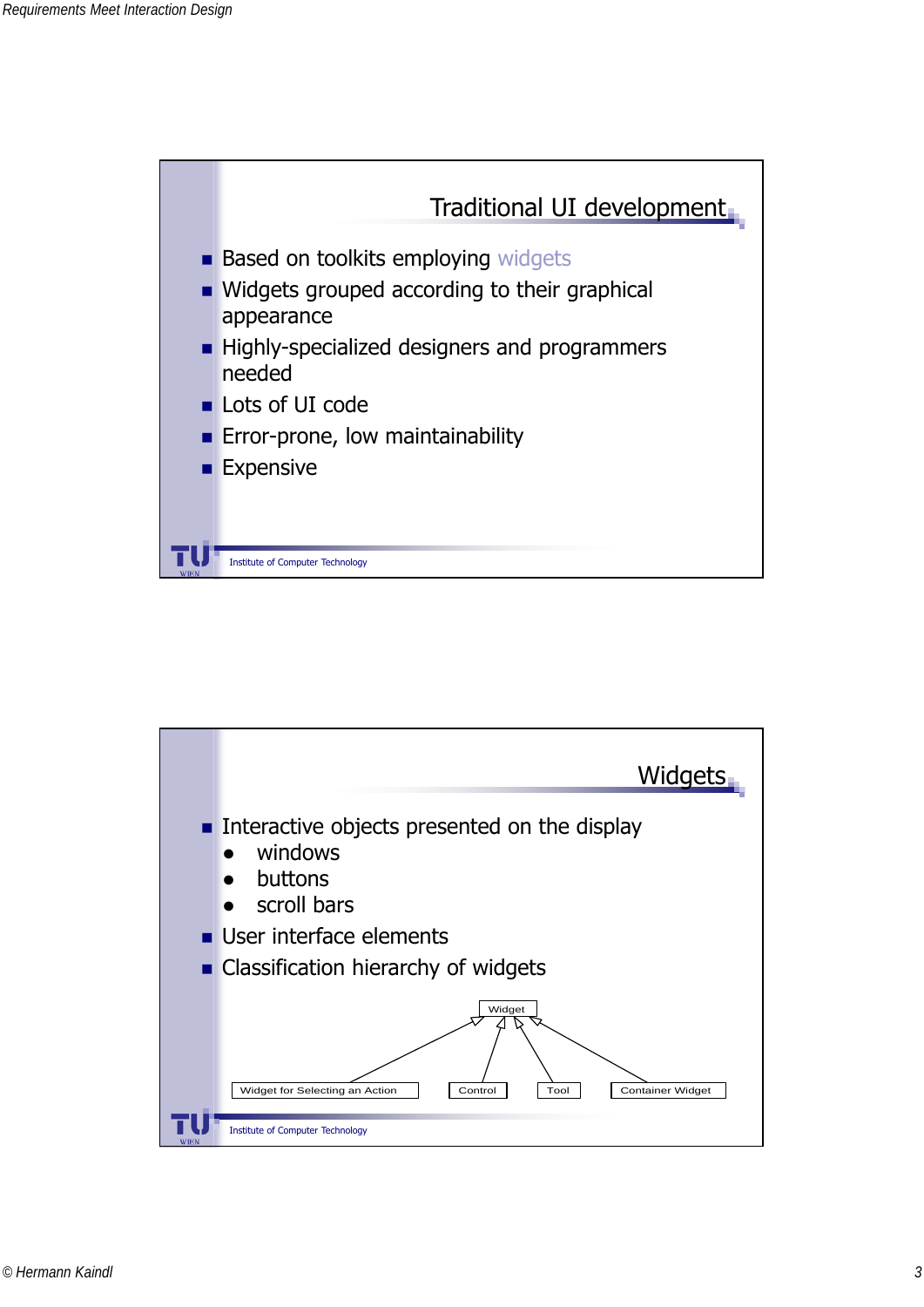## Traditional UI development

- Based on toolkits employing widgets
- Widgets grouped according to their graphical appearance
- Highly-specialized designers and programmers needed
- Lots of UI code
- Error-prone, low maintainability
- Expensive

Institute of Computer Technology

## Widgets

- Interactive objects presented on the display
  - windows
  - buttons
  - scroll bars
- User interface elements
- Classification hierarchy of widgets

Widget

Widget for Selecting an Action | Control | Tool | Container Widget

Institute of Computer Technology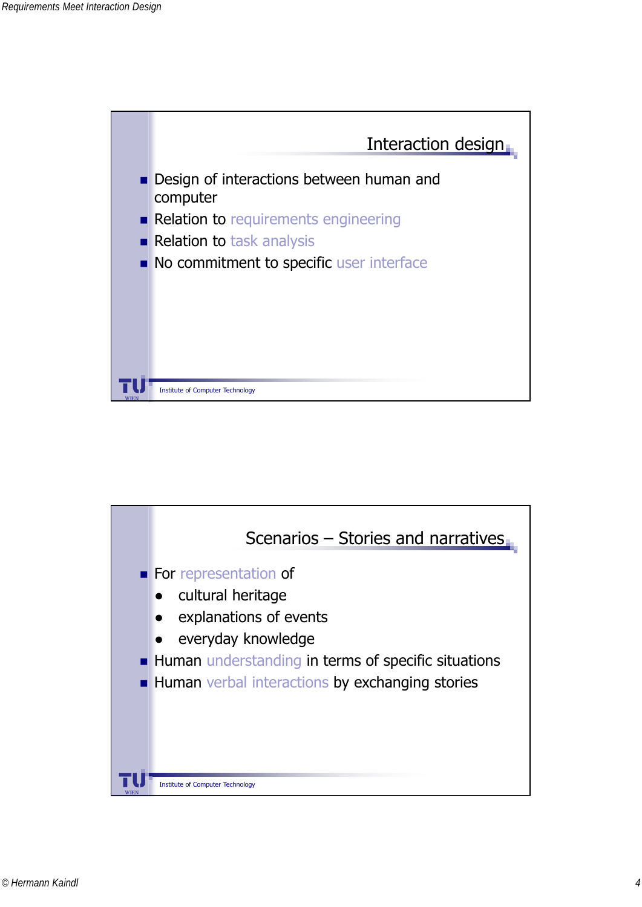## Interaction design

- Design of interactions between human and computer
- Relation to requirements engineering
- Relation to task analysis
- No commitment to specific user interface

## Scenarios – Stories and narratives

- For representation of
  - cultural heritage
  - explanations of events
  - everyday knowledge
- Human understanding in terms of specific situations
- Human verbal interactions by exchanging stories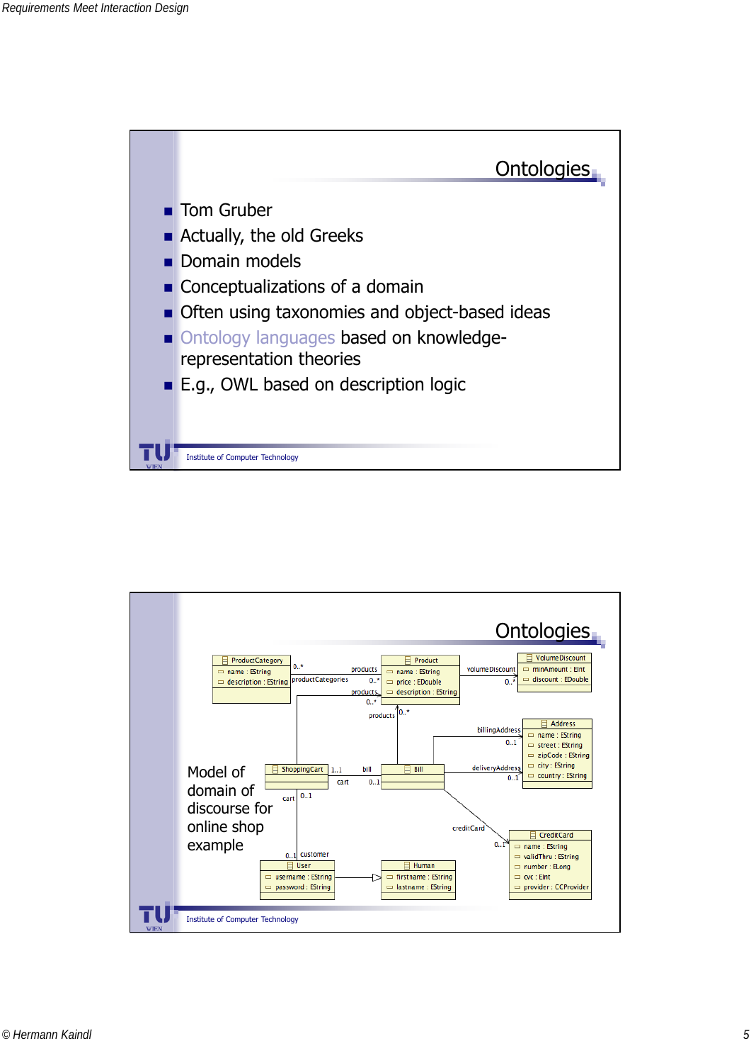# Ontologies

- Tom Gruber
- Actually, the old Greeks
- Domain models
- Conceptualizations of a domain
- Often using taxonomies and object-based ideas
- Ontology languages based on knowledge-representation theories
- E.g., OWL based on description logic

Institute of Computer Technology

# Ontologies

Model of domain of discourse for online shop example

Institute of Computer Technology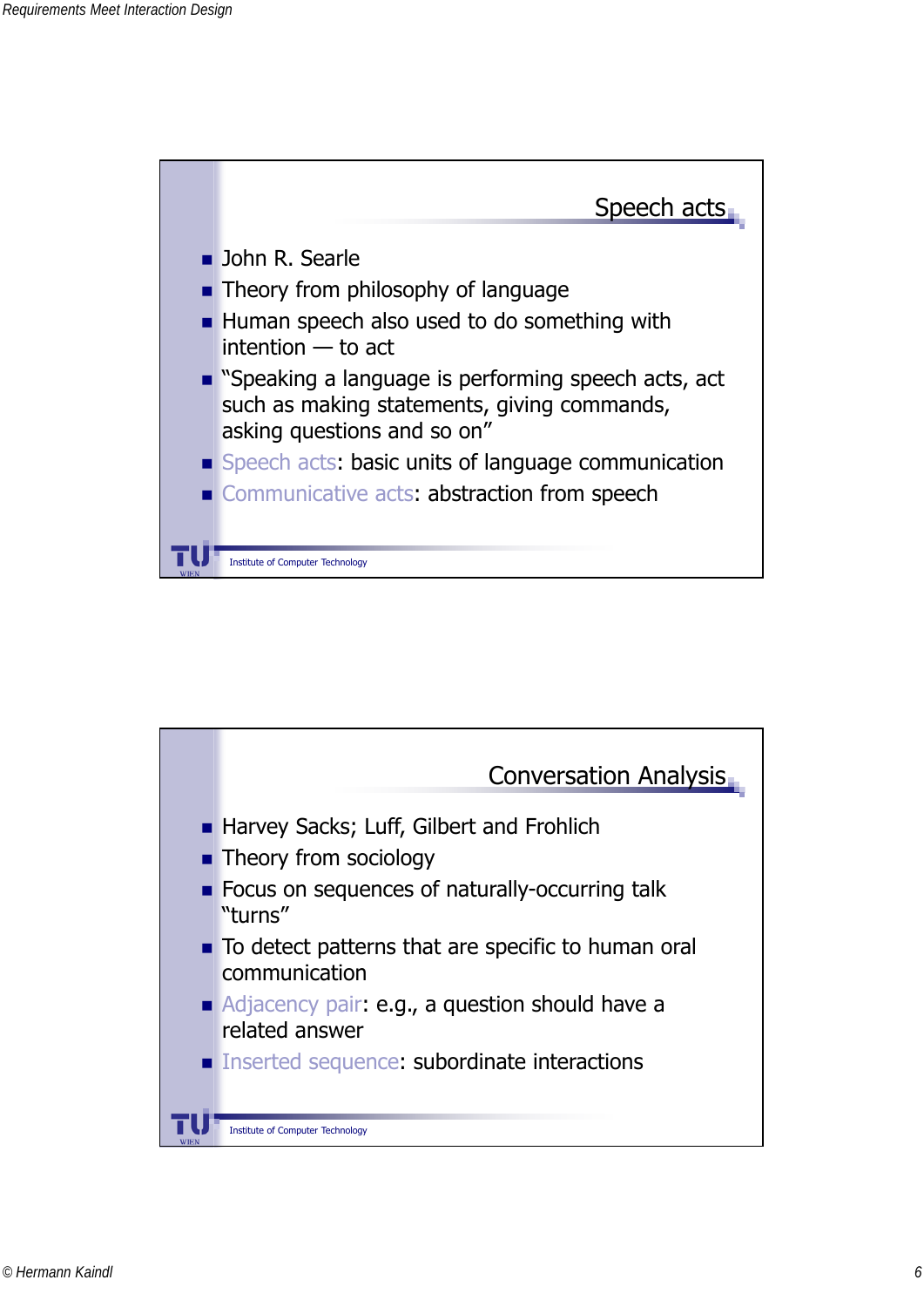## Speech acts

- John R. Searle
- Theory from philosophy of language
- Human speech also used to do something with intention — to act
- "Speaking a language is performing speech acts, act such as making statements, giving commands, asking questions and so on"
- Speech acts: basic units of language communication
- Communicative acts: abstraction from speech

## Conversation Analysis

- Harvey Sacks; Luff, Gilbert and Frohlich
- Theory from sociology
- Focus on sequences of naturally-occurring talk "turns"
- To detect patterns that are specific to human oral communication
- Adjacency pair: e.g., a question should have a related answer
- Inserted sequence: subordinate interactions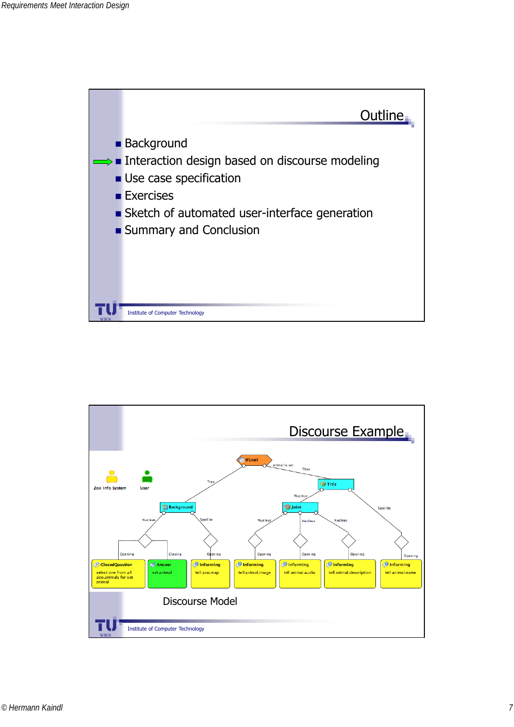## Outline

- Background
- ➡ Interaction design based on discourse modeling
- Use case specification
- Exercises
- Sketch of automated user-interface generation
- Summary and Conclusion

Institute of Computer Technology

## Discourse Example

Zoo Info System

User

IfUntil — animal is set — Then

Tree

Title

Nucleus

Satellite

Background

Joint

Nucleus

Satellite

Nucleus

Nucleus

Nucleus

Opening

Closing

Opening

Opening

Opening

Opening

Opening

ClosedQuestion: select one from all zoo.animals for set animal

Answer: set animal

Informing: tell zoo.map

Informing: tell animal.image

Informing: tell animal.audio

Informing: tell animal.description

Informing: tell animal.name

Discourse Model

Institute of Computer Technology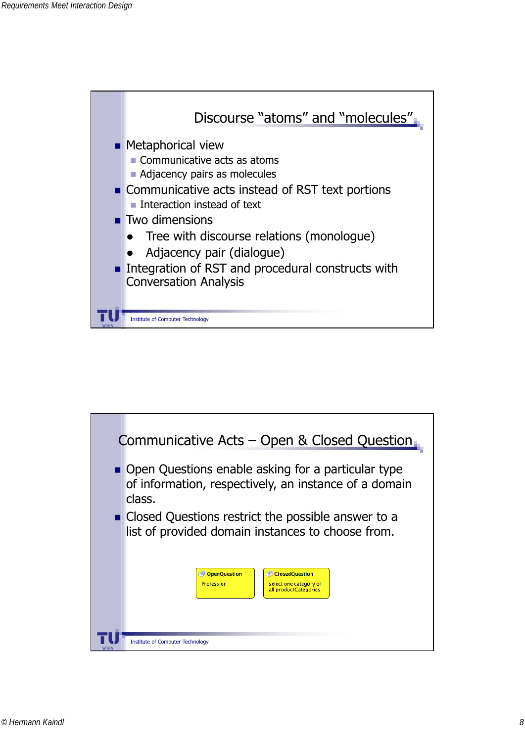## Discourse "atoms" and "molecules"

- Metaphorical view
  - Communicative acts as atoms
  - Adjacency pairs as molecules
- Communicative acts instead of RST text portions
  - Interaction instead of text
- Two dimensions
  - Tree with discourse relations (monologue)
  - Adjacency pair (dialogue)
- Integration of RST and procedural constructs with Conversation Analysis

Institute of Computer Technology

## Communicative Acts – Open & Closed Question

- Open Questions enable asking for a particular type of information, respectively, an instance of a domain class.
- Closed Questions restrict the possible answer to a list of provided domain instances to choose from.

| OpenQuestion | ClosedQuestion |
| --- | --- |
| Profession | select one category of all productCategories |

Institute of Computer Technology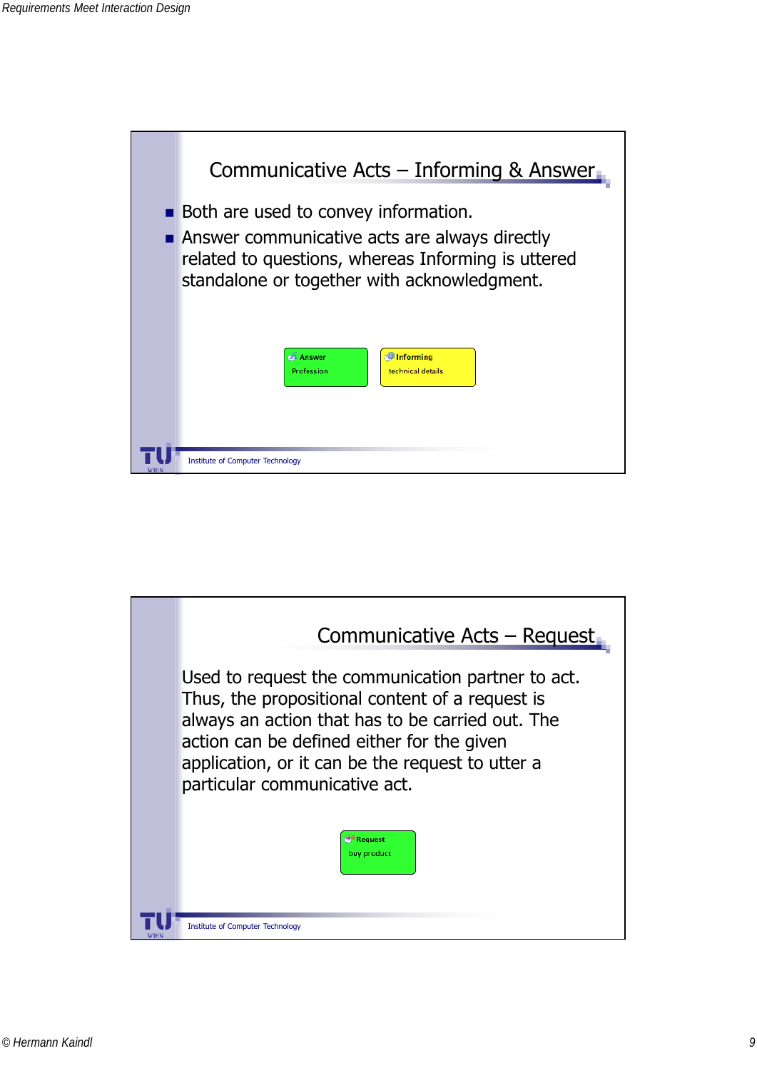## Communicative Acts – Informing & Answer

- Both are used to convey information.
- Answer communicative acts are always directly related to questions, whereas Informing is uttered standalone or together with acknowledgment.

**Answer**
Profession

**Informing**
technical details

Institute of Computer Technology

## Communicative Acts – Request

Used to request the communication partner to act. Thus, the propositional content of a request is always an action that has to be carried out. The action can be defined either for the given application, or it can be the request to utter a particular communicative act.

**Request**
buy product

Institute of Computer Technology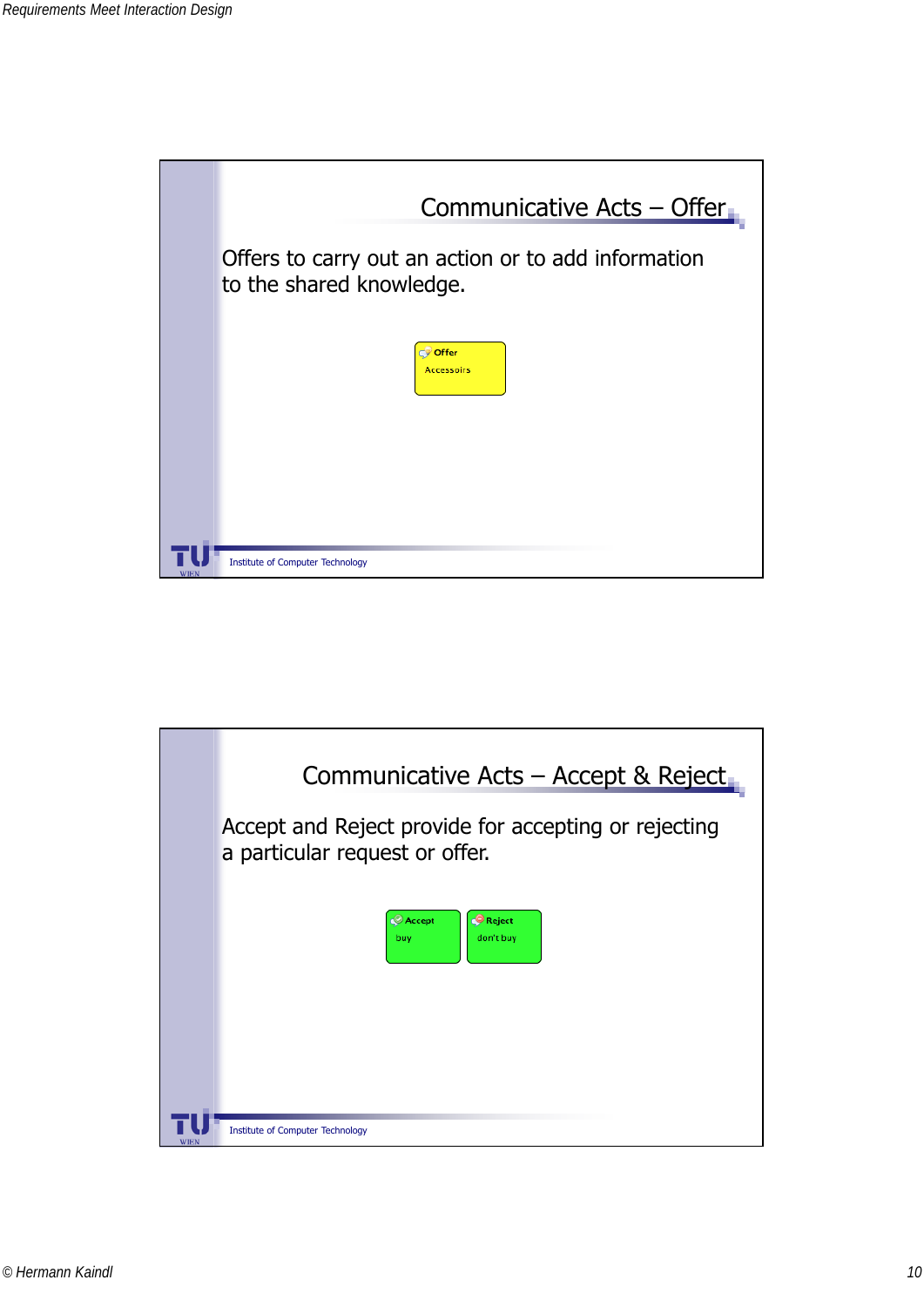## Communicative Acts – Offer

Offers to carry out an action or to add information to the shared knowledge.

**Offer**
Accessoirs

Institute of Computer Technology

## Communicative Acts – Accept & Reject

Accept and Reject provide for accepting or rejecting a particular request or offer.

**Accept**
buy

**Reject**
don't buy

Institute of Computer Technology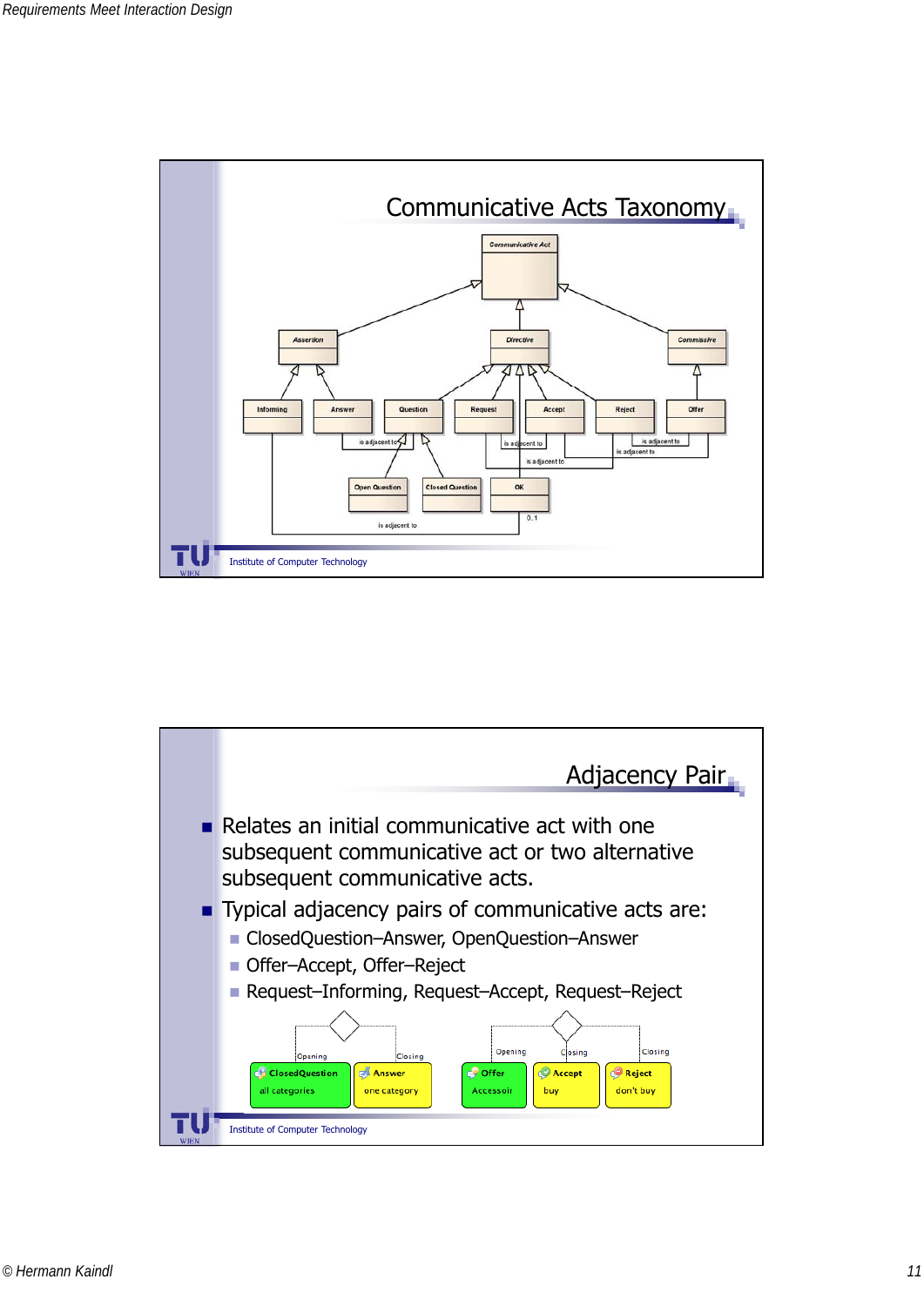## Communicative Acts Taxonomy

Communicative Act

Assertion — Directive — Commissive

Informing — Answer — Question — Request — Accept — Reject — Offer

Open Question — Closed Question — OK

is adjacent to — is adjacent to — is adjacent to — is adjacent to — is adjacent to — is adjacent to — 0..1

Institute of Computer Technology

## Adjacency Pair

- Relates an initial communicative act with one subsequent communicative act or two alternative subsequent communicative acts.
- Typical adjacency pairs of communicative acts are:
  - ClosedQuestion–Answer, OpenQuestion–Answer
  - Offer–Accept, Offer–Reject
  - Request–Informing, Request–Accept, Request–Reject

Opening — Closing — Opening — Closing — Closing

ClosedQuestion all categories — Answer one category — Offer Accessoir — Accept buy — Reject don't buy

Institute of Computer Technology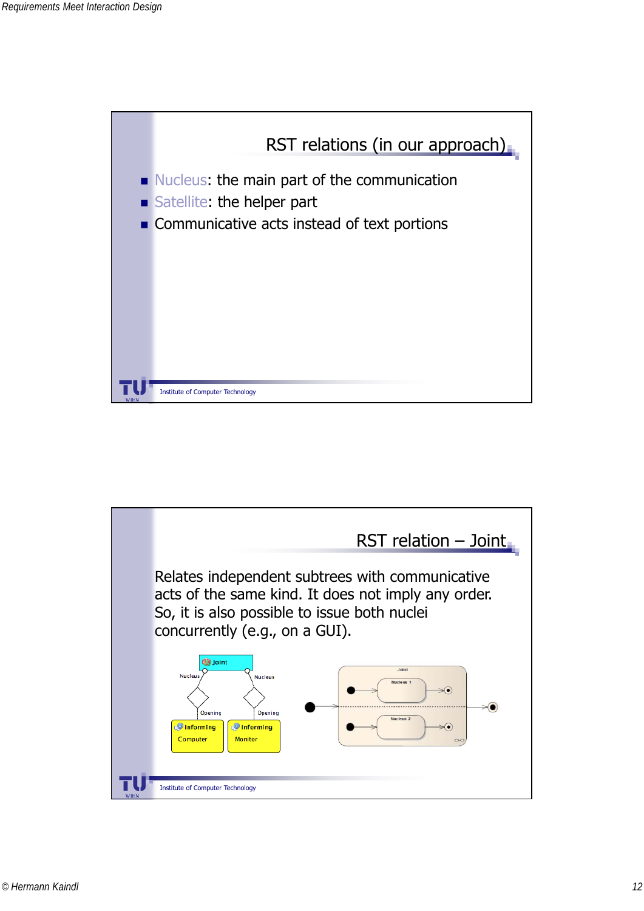## RST relations (in our approach)

- Nucleus: the main part of the communication
- Satellite: the helper part
- Communicative acts instead of text portions

Institute of Computer Technology

## RST relation – Joint

Relates independent subtrees with communicative acts of the same kind. It does not imply any order. So, it is also possible to issue both nuclei concurrently (e.g., on a GUI).

Joint

Nucleus

Nucleus

Opening

Opening

Informing Computer

Informing Monitor

Joint

Nucleus 1

Nucleus 2

Institute of Computer Technology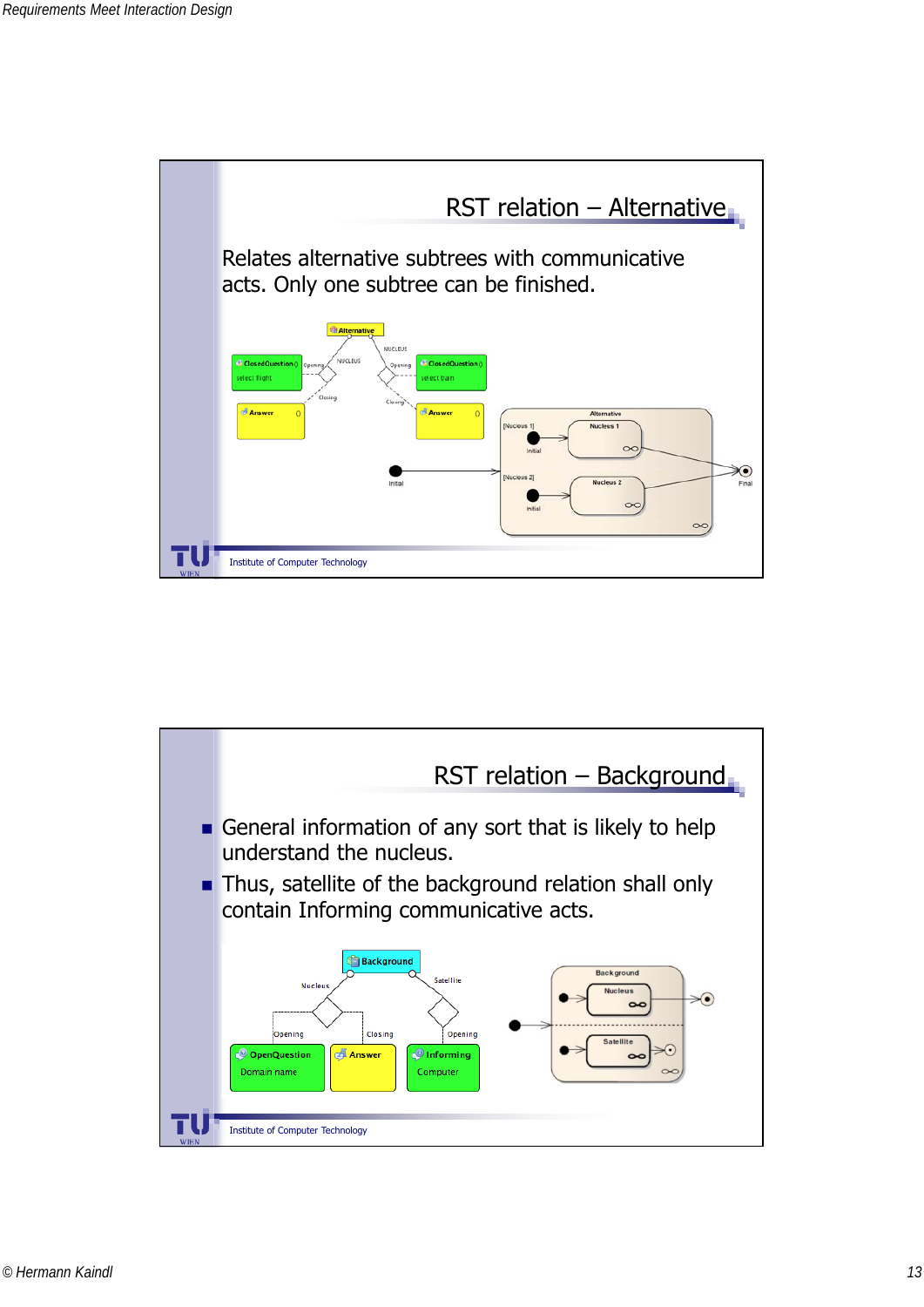## RST relation – Alternative

Relates alternative subtrees with communicative acts. Only one subtree can be finished.

## RST relation – Background

- General information of any sort that is likely to help understand the nucleus.
- Thus, satellite of the background relation shall only contain Informing communicative acts.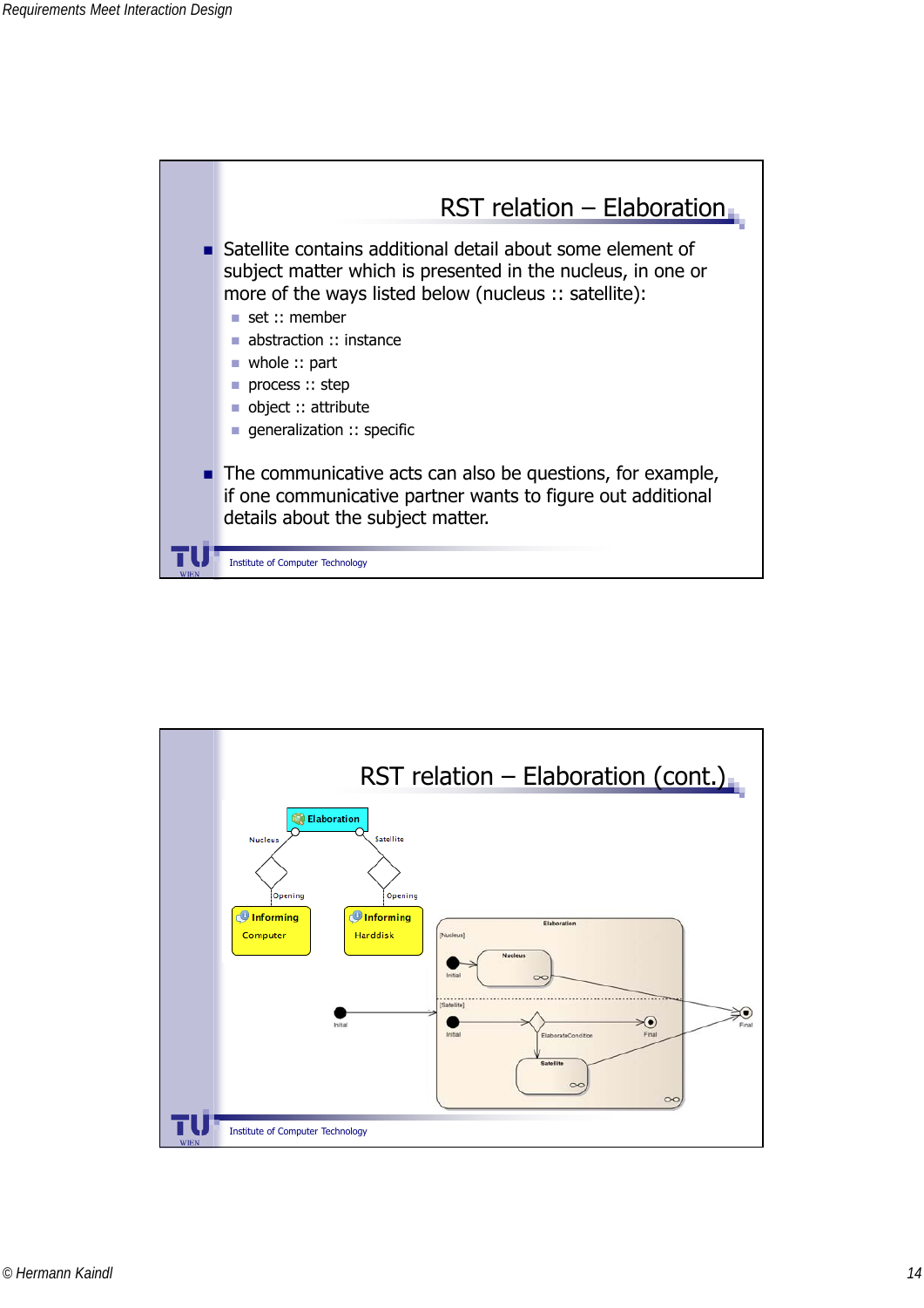## RST relation – Elaboration

- Satellite contains additional detail about some element of subject matter which is presented in the nucleus, in one or more of the ways listed below (nucleus :: satellite):
  - set :: member
  - abstraction :: instance
  - whole :: part
  - process :: step
  - object :: attribute
  - generalization :: specific
- The communicative acts can also be questions, for example, if one communicative partner wants to figure out additional details about the subject matter.

Institute of Computer Technology

## RST relation – Elaboration (cont.)

Institute of Computer Technology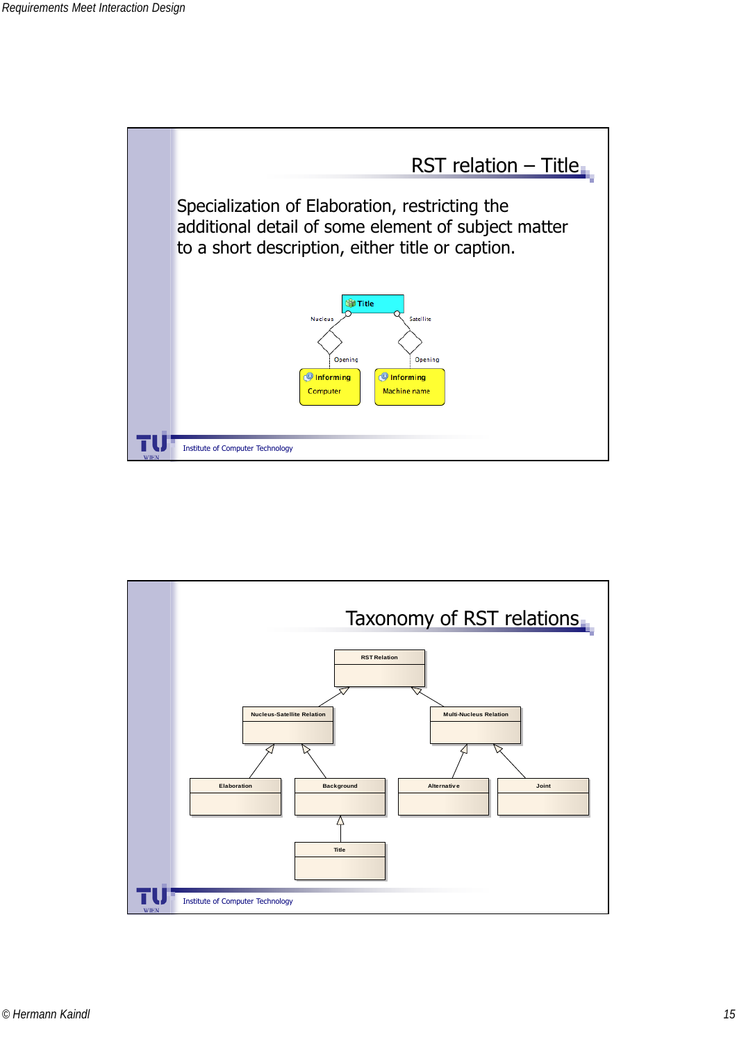## RST relation – Title

Specialization of Elaboration, restricting the additional detail of some element of subject matter to a short description, either title or caption.

Title

Nucleus — Satellite

Opening — Opening

Informing: Computer

Informing: Machine name

Institute of Computer Technology

## Taxonomy of RST relations

RST Relation

Nucleus-Satellite Relation — Multi-Nucleus Relation

Elaboration — Background — Alternative — Joint

Title

Institute of Computer Technology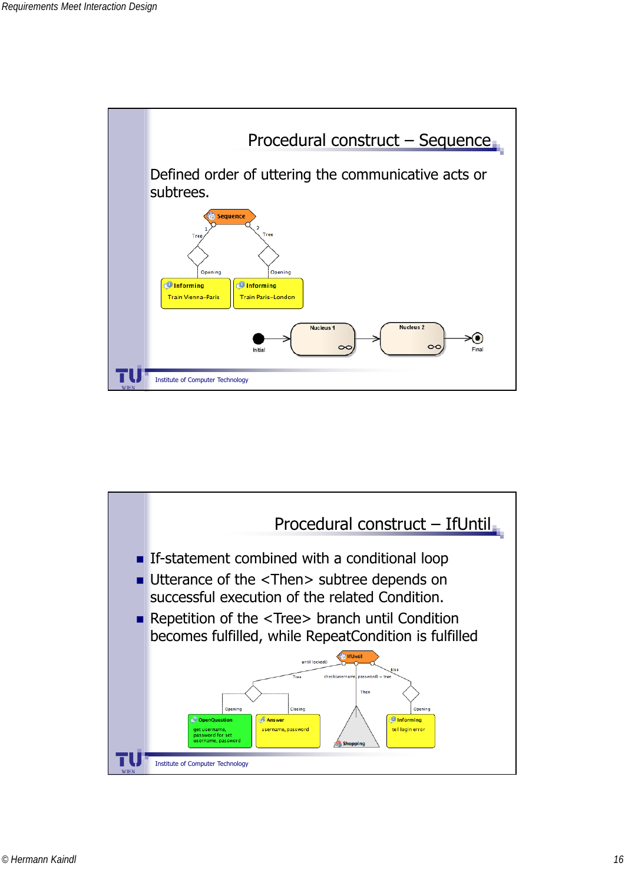## Procedural construct – Sequence

Defined order of uttering the communicative acts or subtrees.

## Procedural construct – IfUntil

- If-statement combined with a conditional loop
- Utterance of the <Then> subtree depends on successful execution of the related Condition.
- Repetition of the <Tree> branch until Condition becomes fulfilled, while RepeatCondition is fulfilled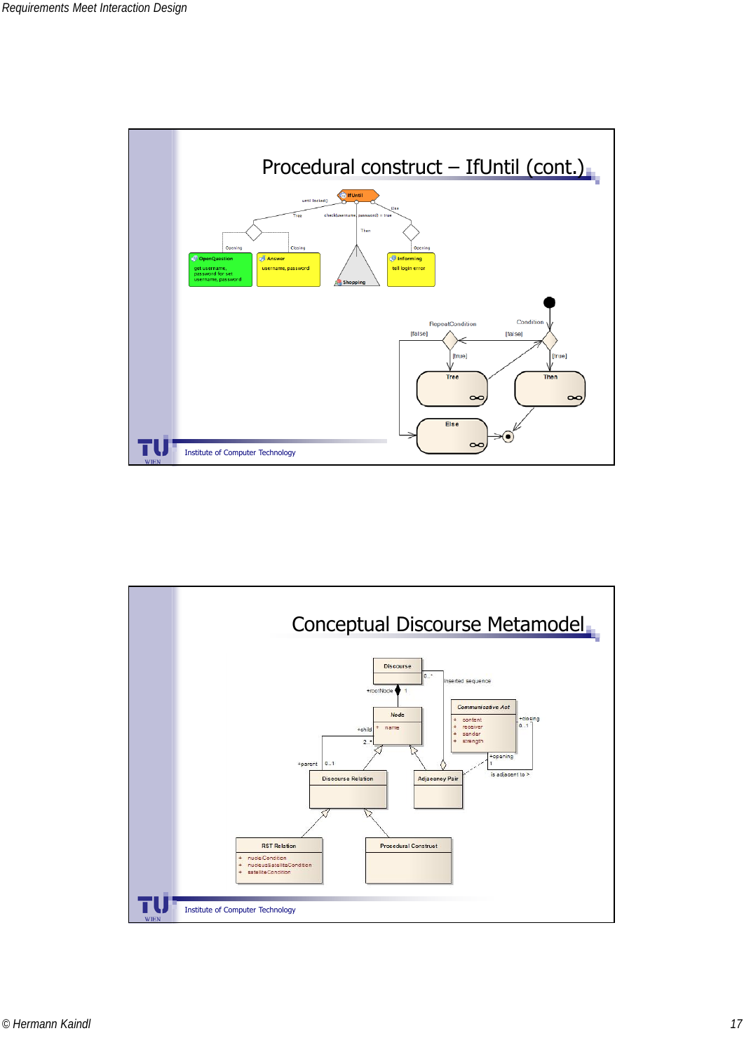## Procedural construct – IfUntil (cont.)

## Conceptual Discourse Metamodel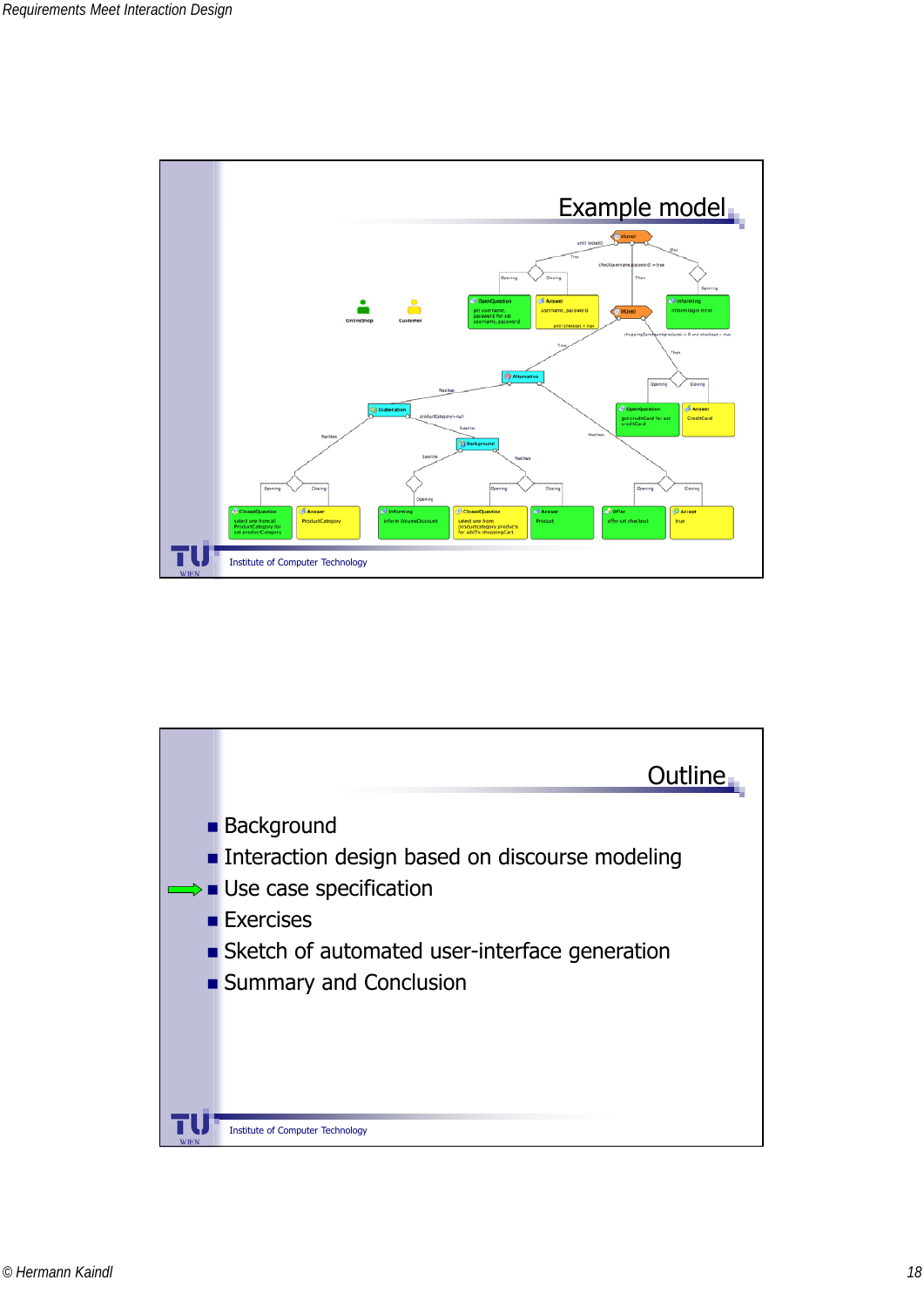## Example model

OnlineShop

Customer

IfUntil — until locked()

Opening / Closing

OpenQuestion: get username, password for set username, password

Answer: username, password

until checkout = true

checkUsername(password) = true

Then / Else

Informing: inform login error

IfUntil — shoppingCart.contains(products) > 0 and checkout = true

True

Alternative

Nucleus / Nucleus

Elaboration — productCategory!=null

Satellite

Background

OpenQuestion: get creditCard for set creditCard

Answer: CreditCard

ClosedQuestion: select one from all ProductCategory for set productCategory

Answer: ProductCategory

Informing: inform VolumeDiscount

ClosedQuestion: select one from productcategory.products for addTo shoppingCart

Answer: Product

Offer: offer set checkout

Accept: true

Institute of Computer Technology

## Outline

- Background
- Interaction design based on discourse modeling
- Use case specification
- Exercises
- Sketch of automated user-interface generation
- Summary and Conclusion

Institute of Computer Technology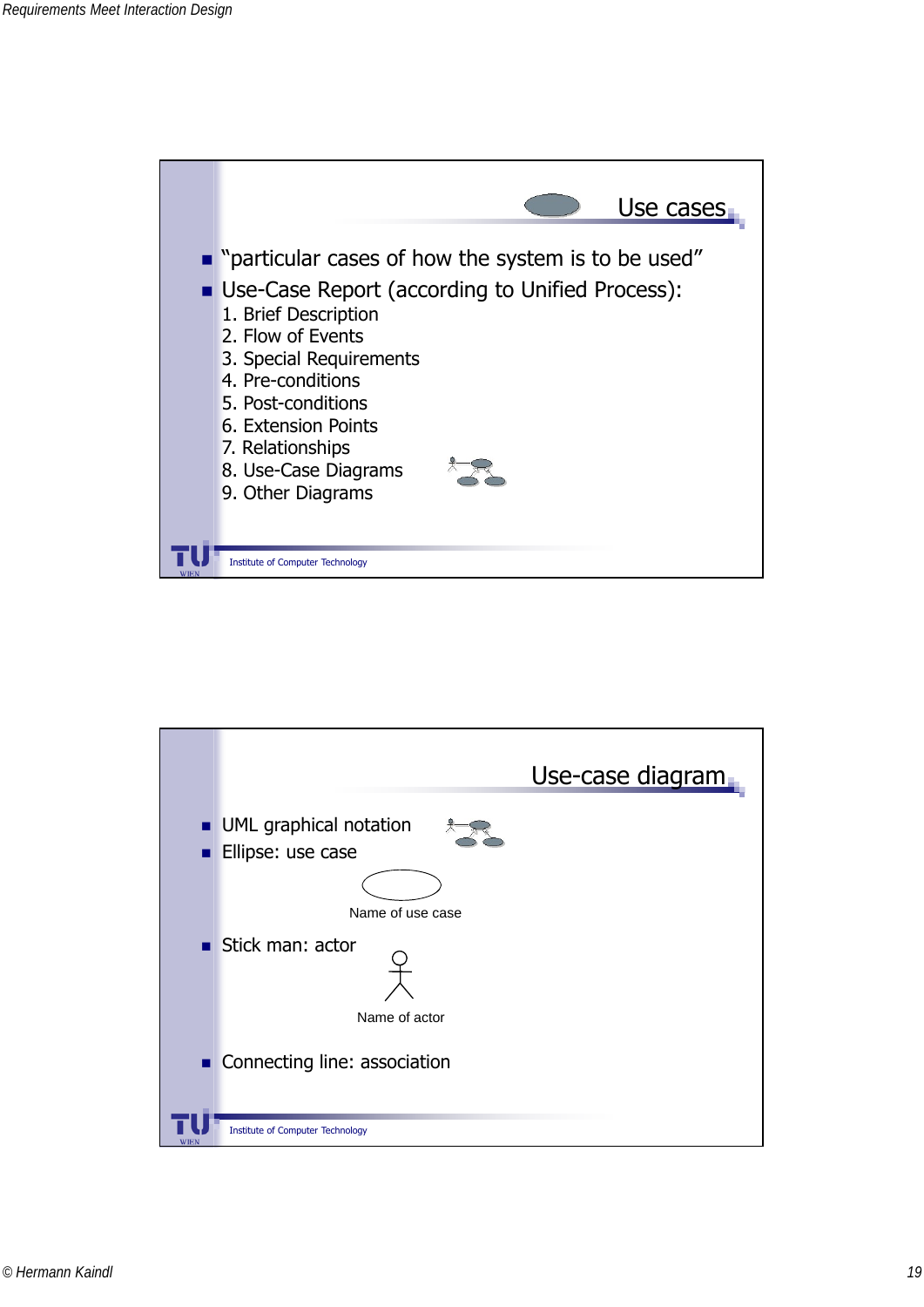## Use cases

- "particular cases of how the system is to be used"
- Use-Case Report (according to Unified Process):
  1. Brief Description
  2. Flow of Events
  3. Special Requirements
  4. Pre-conditions
  5. Post-conditions
  6. Extension Points
  7. Relationships
  8. Use-Case Diagrams
  9. Other Diagrams

Institute of Computer Technology

## Use-case diagram

- UML graphical notation
- Ellipse: use case

  Name of use case

- Stick man: actor

  Name of actor

- Connecting line: association

Institute of Computer Technology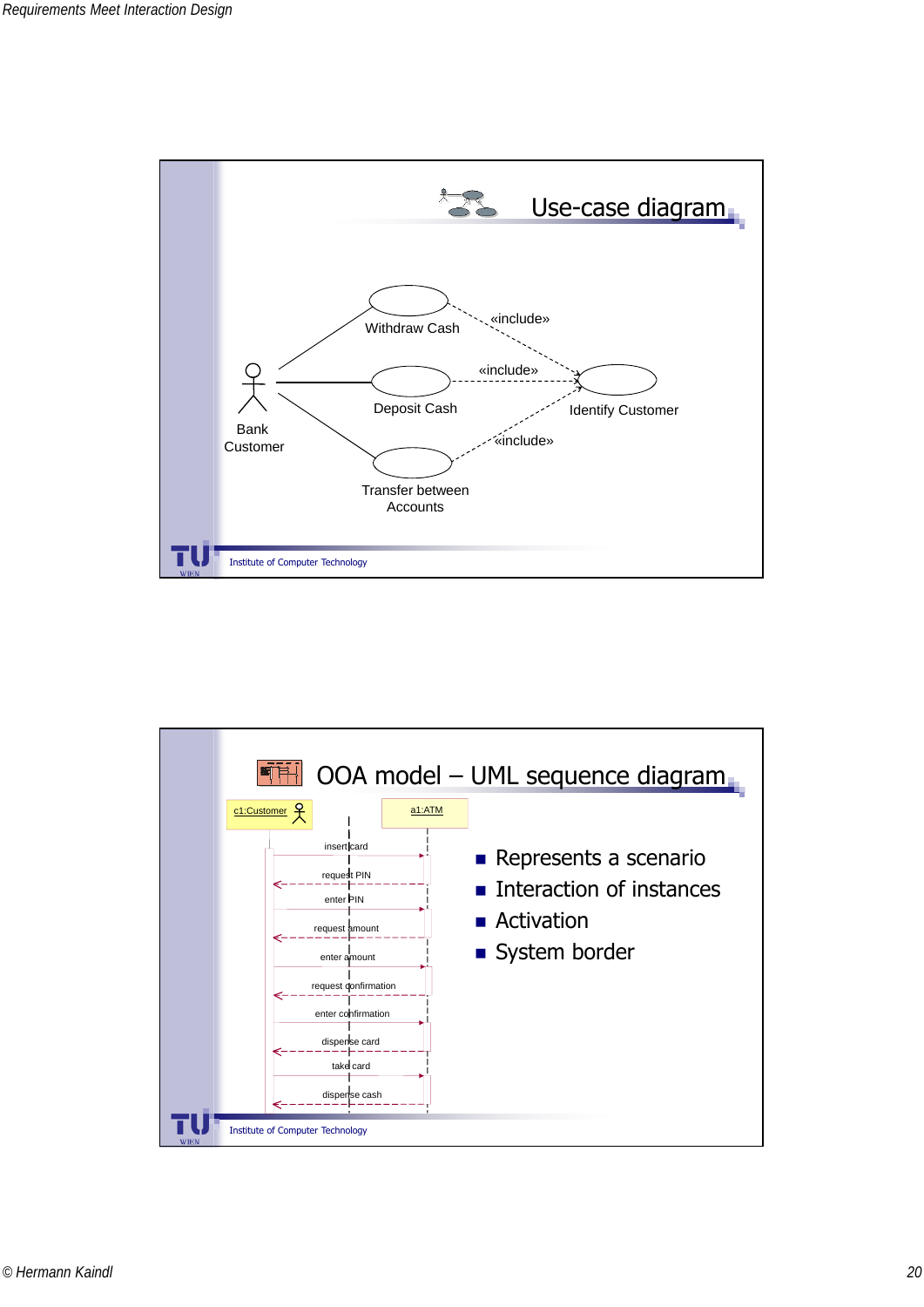## Use-case diagram

Bank Customer

Withdraw Cash

Deposit Cash

Transfer between Accounts

Identify Customer

«include»

«include»

«include»

Institute of Computer Technology

## OOA model – UML sequence diagram

c1:Customer

a1:ATM

insert card

request PIN

enter PIN

request amount

enter amount

request confirmation

enter confirmation

dispense card

take card

dispense cash

- Represents a scenario
- Interaction of instances
- Activation
- System border

Institute of Computer Technology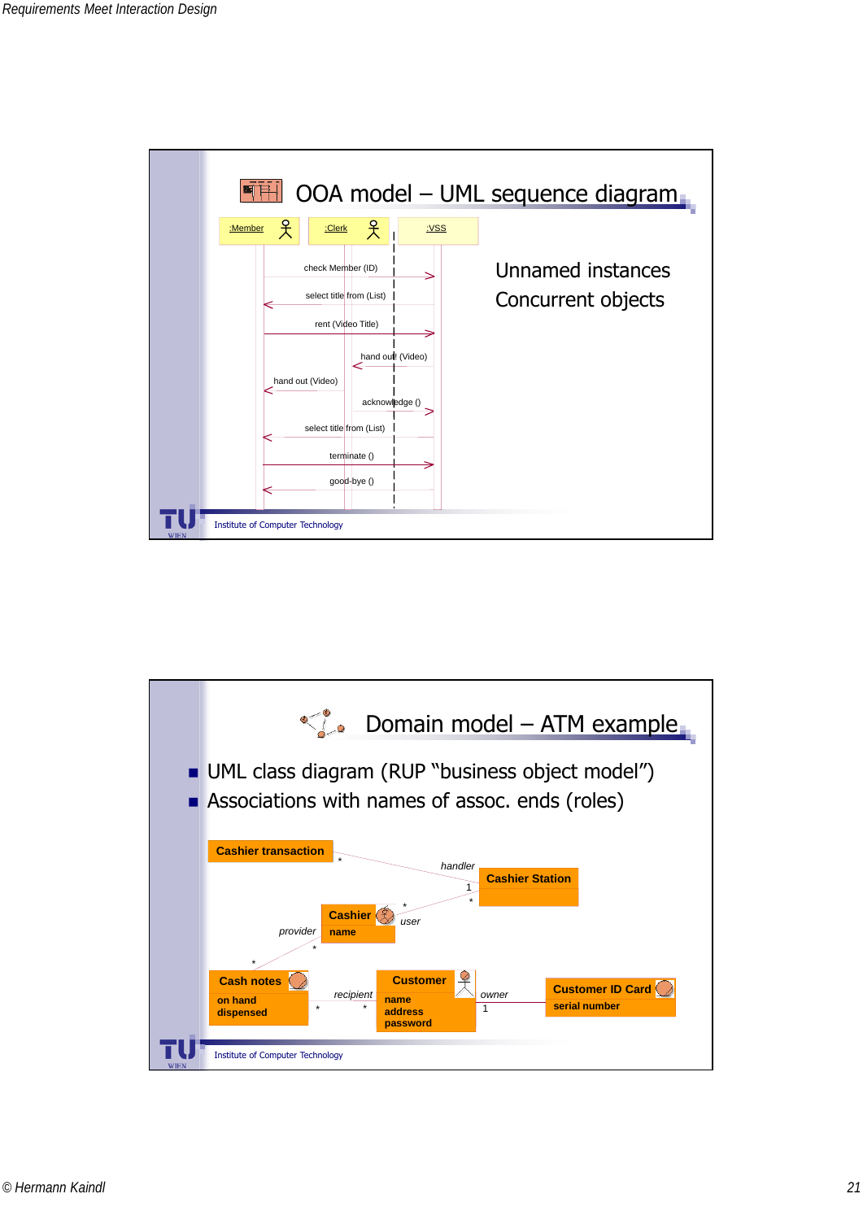## OOA model – UML sequence diagram

:Member — :Clerk — :VSS

- check Member (ID)
- select title from (List)
- rent (Video Title)
- hand out (Video)
- hand out (Video)
- acknowledge ()
- select title from (List)
- terminate ()
- good-bye ()

Unnamed instances
Concurrent objects

Institute of Computer Technology

## Domain model – ATM example

- UML class diagram (RUP "business object model")
- Associations with names of assoc. ends (roles)

Cashier transaction — handler — Cashier Station

Cashier (name) — user — Cashier Station

Cashier — provider — Cash notes (on hand, dispensed)

Cash notes — recipient — Customer (name, address, password)

Customer — owner — Customer ID Card (serial number)

Institute of Computer Technology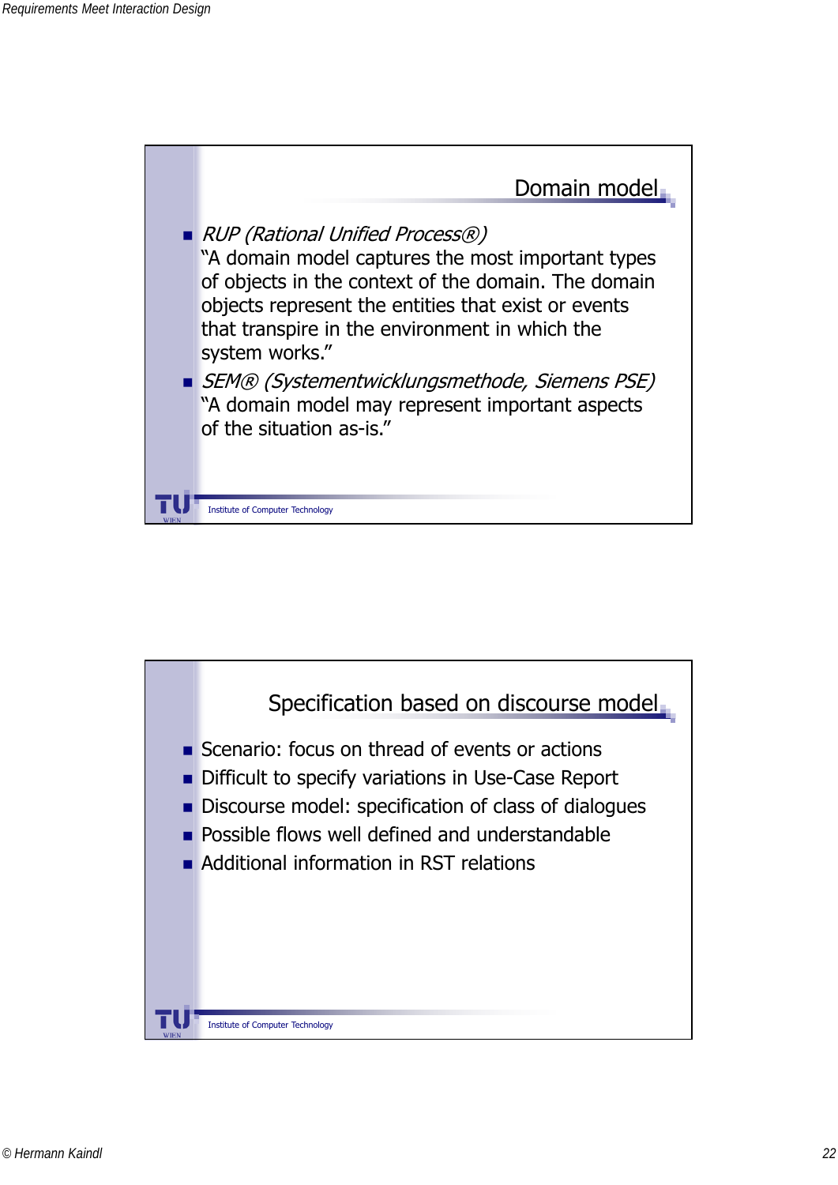## Domain model

- *RUP (Rational Unified Process®)*
  "A domain model captures the most important types of objects in the context of the domain. The domain objects represent the entities that exist or events that transpire in the environment in which the system works."
- *SEM® (Systementwicklungsmethode, Siemens PSE)*
  "A domain model may represent important aspects of the situation as-is."

Institute of Computer Technology

## Specification based on discourse model

- Scenario: focus on thread of events or actions
- Difficult to specify variations in Use-Case Report
- Discourse model: specification of class of dialogues
- Possible flows well defined and understandable
- Additional information in RST relations

Institute of Computer Technology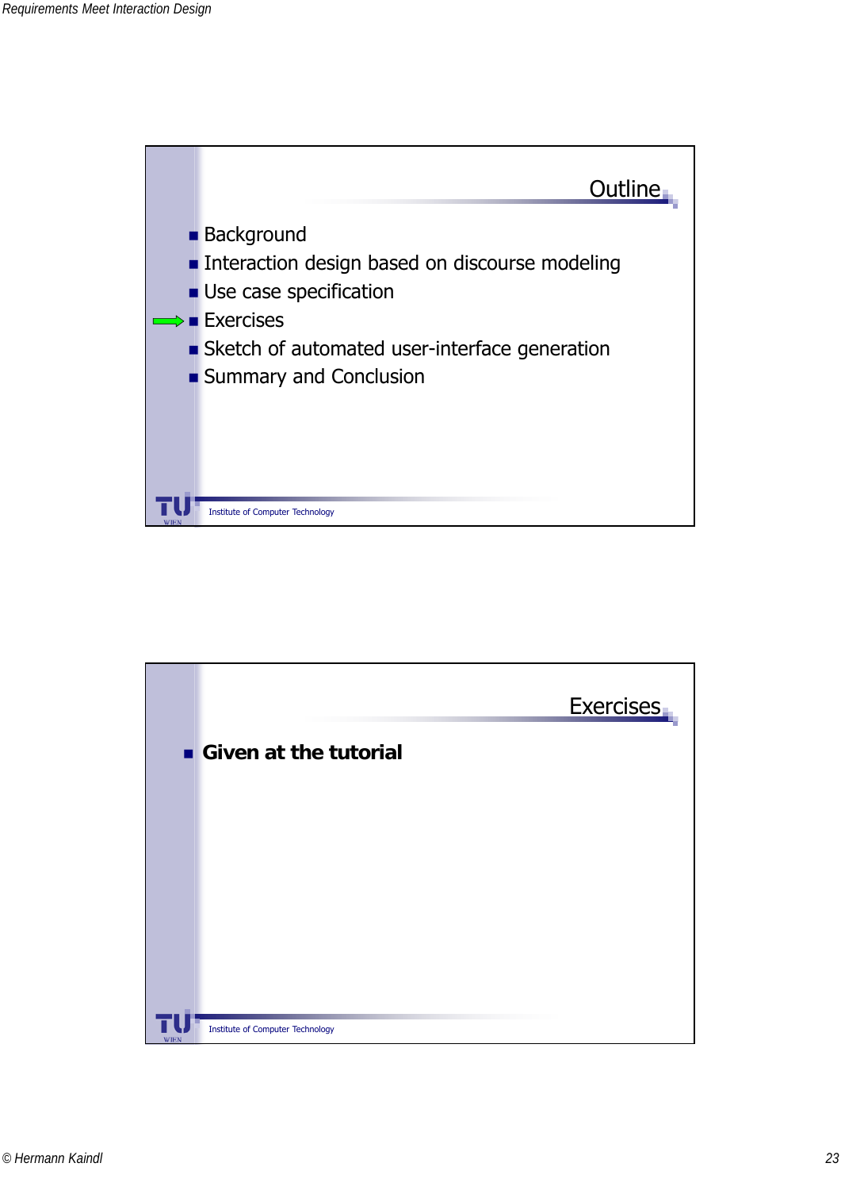## Outline

- Background
- Interaction design based on discourse modeling
- Use case specification
- Exercises
- Sketch of automated user-interface generation
- Summary and Conclusion

Institute of Computer Technology

## Exercises

- **Given at the tutorial**

Institute of Computer Technology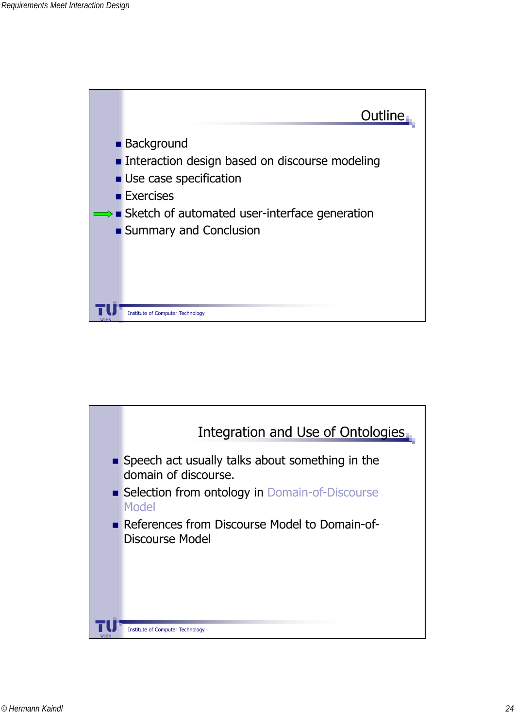## Outline

- Background
- Interaction design based on discourse modeling
- Use case specification
- Exercises
- ➡ Sketch of automated user-interface generation
- Summary and Conclusion

Institute of Computer Technology

## Integration and Use of Ontologies

- Speech act usually talks about something in the domain of discourse.
- Selection from ontology in Domain-of-Discourse Model
- References from Discourse Model to Domain-of-Discourse Model

Institute of Computer Technology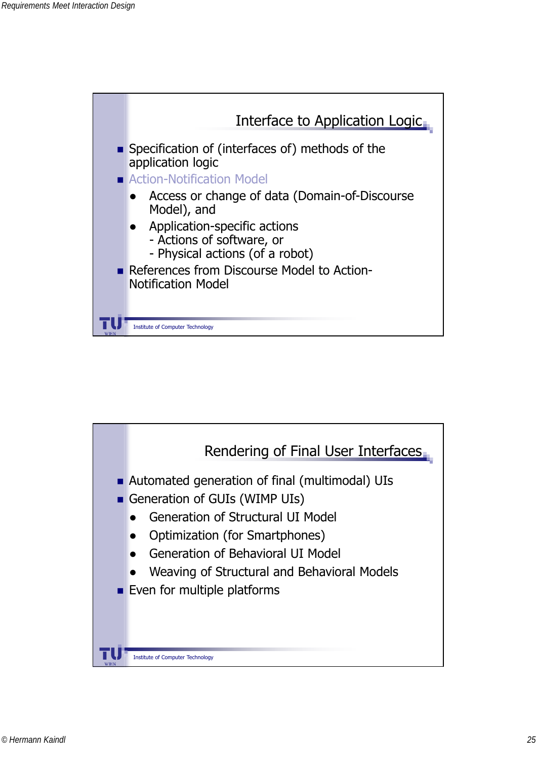## Interface to Application Logic

- Specification of (interfaces of) methods of the application logic
- Action-Notification Model
  - Access or change of data (Domain-of-Discourse Model), and
  - Application-specific actions
    - Actions of software, or
    - Physical actions (of a robot)
- References from Discourse Model to Action-Notification Model

Institute of Computer Technology

## Rendering of Final User Interfaces

- Automated generation of final (multimodal) UIs
- Generation of GUIs (WIMP UIs)
  - Generation of Structural UI Model
  - Optimization (for Smartphones)
  - Generation of Behavioral UI Model
  - Weaving of Structural and Behavioral Models
- Even for multiple platforms

Institute of Computer Technology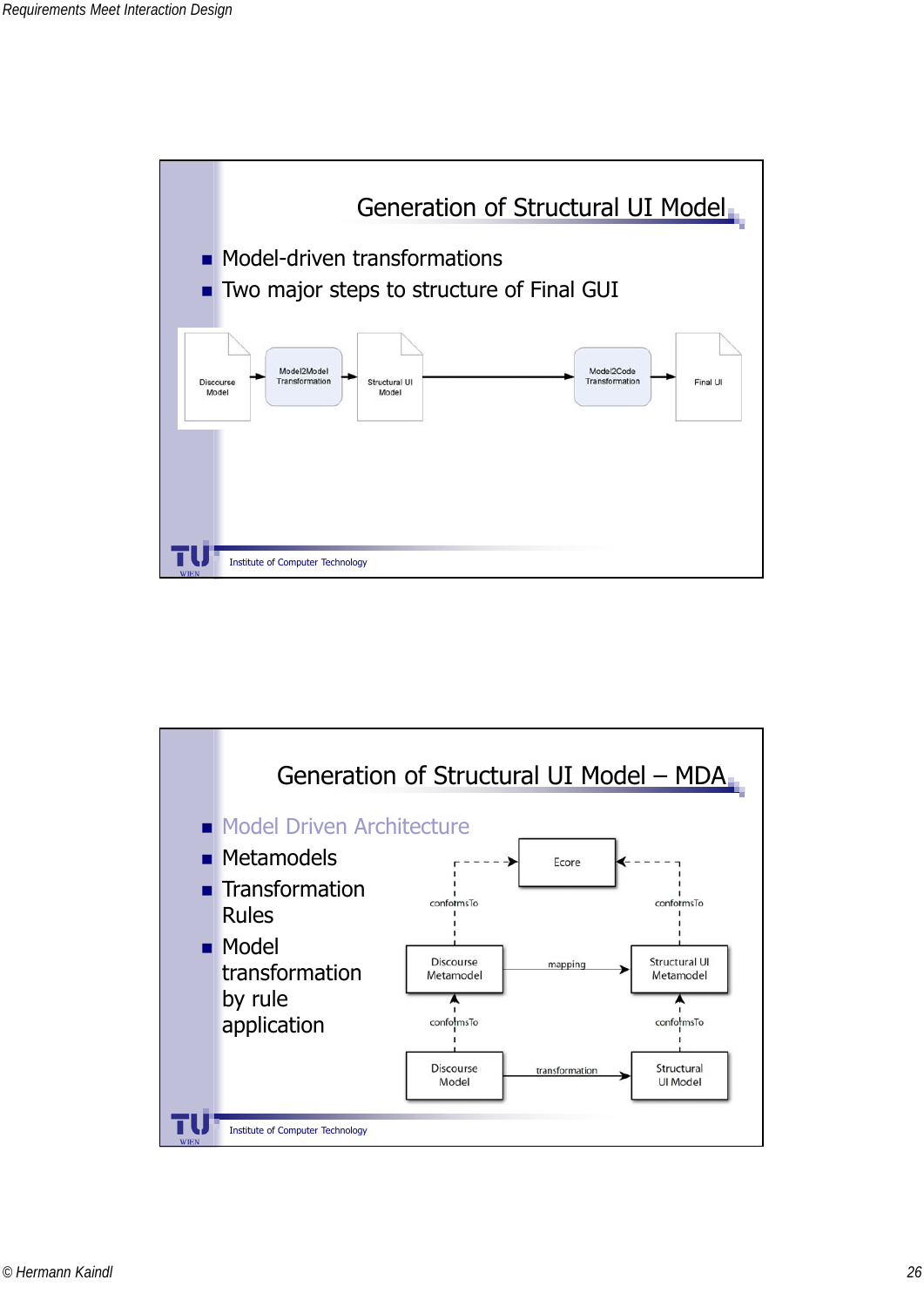## Generation of Structural UI Model

- Model-driven transformations
- Two major steps to structure of Final GUI

Discourse Model → Model2Model Transformation → Structural UI Model → Model2Code Transformation → Final UI

Institute of Computer Technology

## Generation of Structural UI Model – MDA

- Model Driven Architecture
- Metamodels
- Transformation Rules
- Model transformation by rule application

Ecore

conformsTo | conformsTo

Discourse Metamodel — mapping → Structural UI Metamodel

conformsTo | conformsTo

Discourse Model — transformation → Structural UI Model

Institute of Computer Technology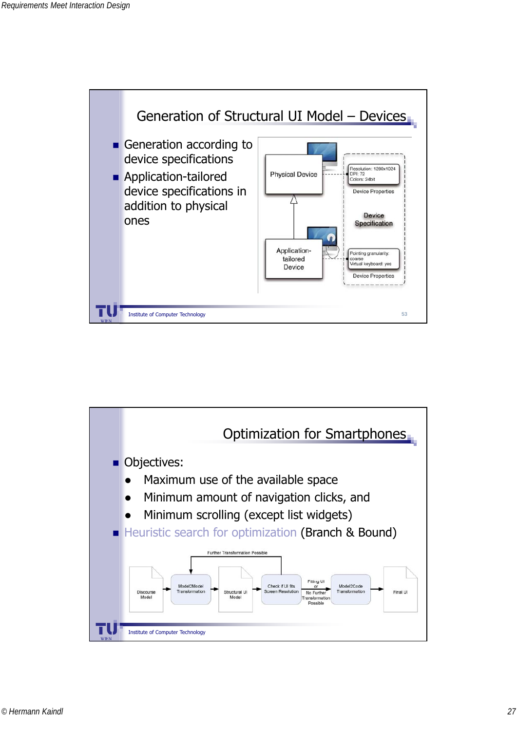## Generation of Structural UI Model – Devices

- Generation according to device specifications
- Application-tailored device specifications in addition to physical ones

Physical Device — Resolution: 1280x1024, DPI: 72, Colors: 24bit — Device Properties

Device Specification

Application-tailored Device — Pointing granularity: coarse, Virtual keyboard: yes — Device Properties

## Optimization for Smartphones

- Objectives:
  - Maximum use of the available space
  - Minimum amount of navigation clicks, and
  - Minimum scrolling (except list widgets)
- Heuristic search for optimization (Branch & Bound)

Discourse Model → Model2Model Transformation → Structural UI Model → Check if UI fits Screen Resolution → (Fitting UI or No Further Transformation Possible) → Model2Code Transformation → Final UI

Further Transformation Possible (from Check if UI fits Screen Resolution back to Model2Model Transformation)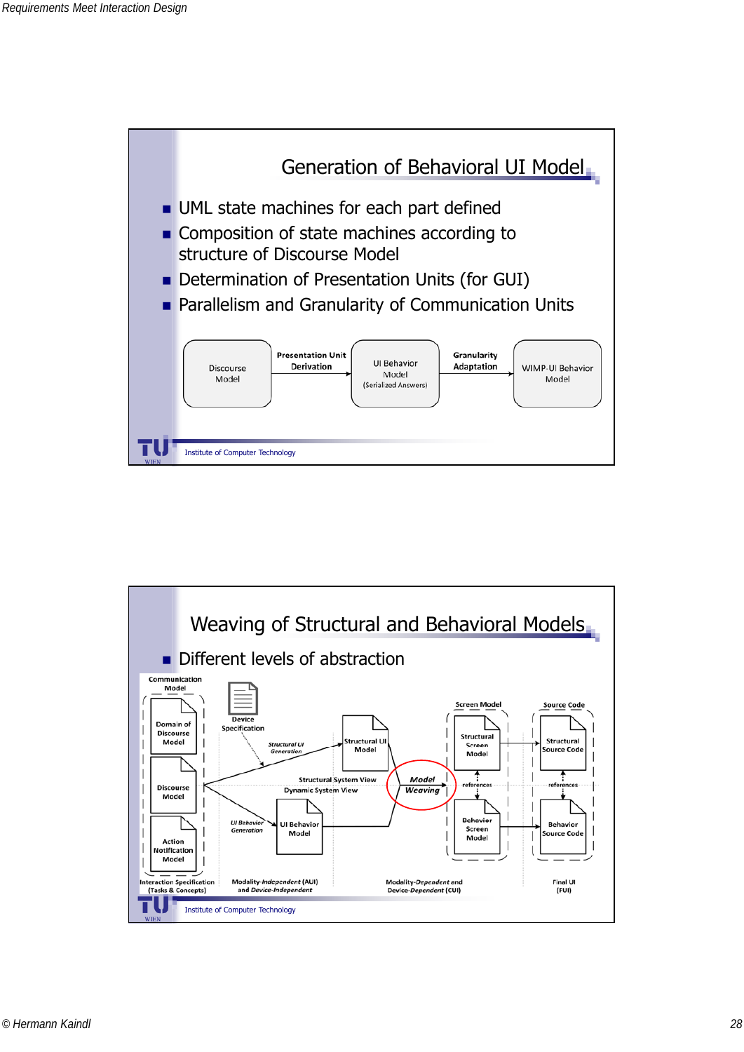## Generation of Behavioral UI Model

- UML state machines for each part defined
- Composition of state machines according to structure of Discourse Model
- Determination of Presentation Units (for GUI)
- Parallelism and Granularity of Communication Units

Discourse Model → Presentation Unit Derivation → UI Behavior Model (Serialized Answers) → Granularity Adaptation → WIMP-UI Behavior Model

Institute of Computer Technology

## Weaving of Structural and Behavioral Models

- Different levels of abstraction

Communication Model: Domain of Discourse Model, Discourse Model, Action Notification Model

Device Specification

Structural UI Generation → Structural UI Model

UI Behavior Generation → UI Behavior Model

Structural System View / Dynamic System View

Model Weaving

Screen Model: Structural Screen Model, references, Behavior Screen Model

Source Code: Structural Source Code, references, Behavior Source Code

Interaction Specification (Tasks & Concepts) | Modality-*Independent* (AUI) and Device-*Independent* | Modality-*Dependent* and Device-*Dependent* (CUI) | Final UI (FUI)

Institute of Computer Technology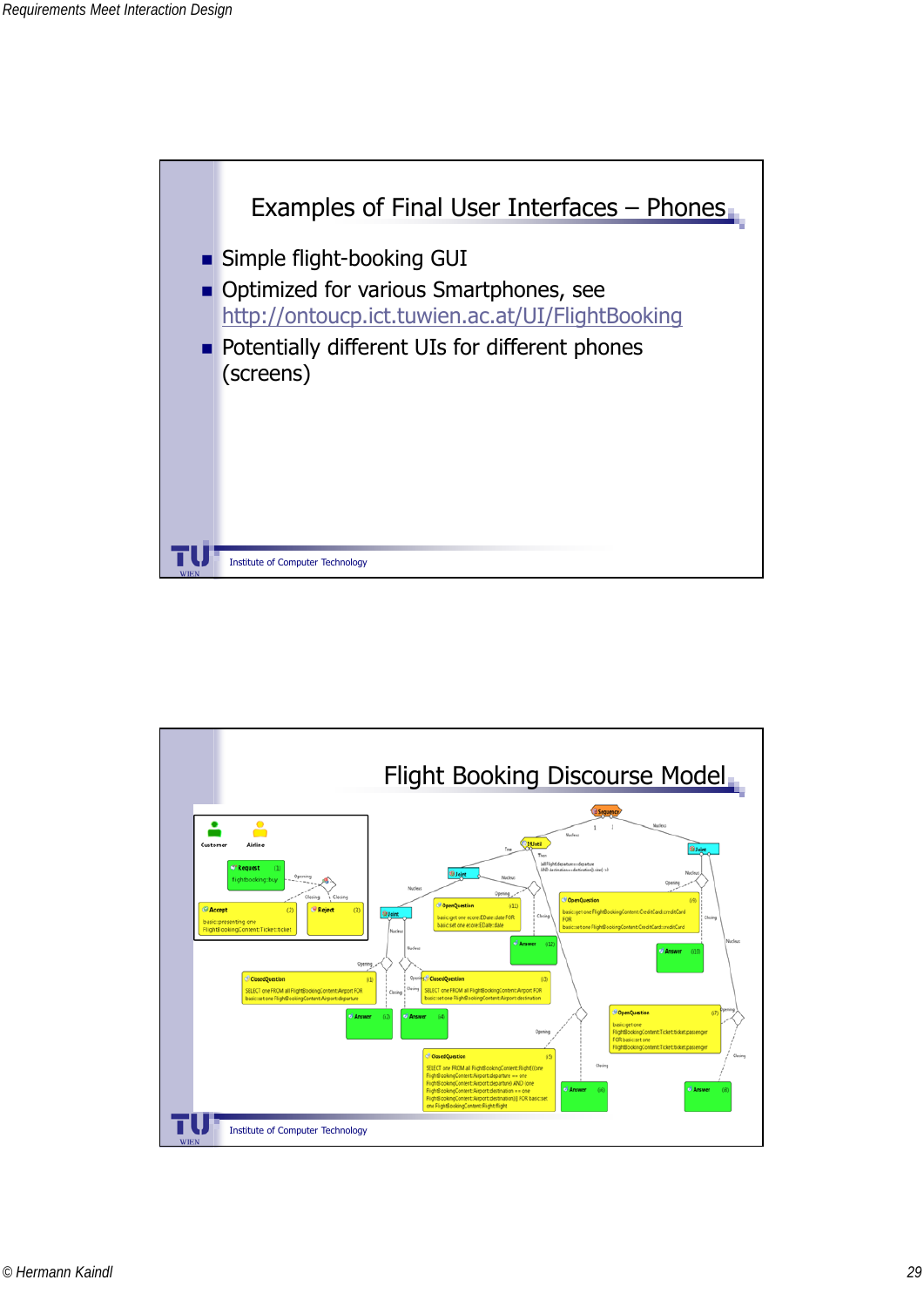## Examples of Final User Interfaces – Phones

- Simple flight-booking GUI
- Optimized for various Smartphones, see http://ontoucp.ict.tuwien.ac.at/UI/FlightBooking
- Potentially different UIs for different phones (screens)

Institute of Computer Technology

## Flight Booking Discourse Model

Institute of Computer Technology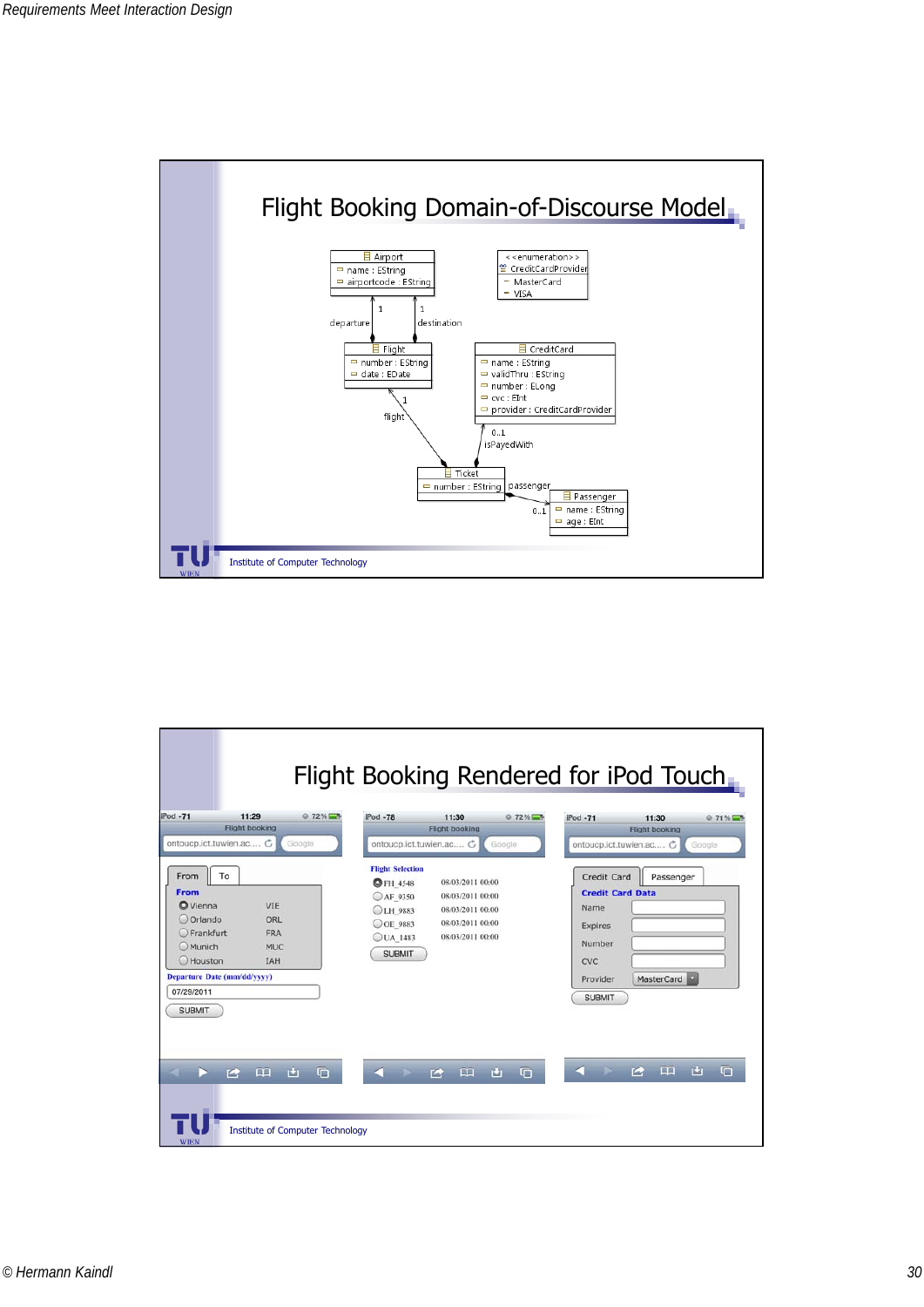# Flight Booking Domain-of-Discourse Model

Airport
- name : EString
- airportcode : EString

<<enumeration>> CreditCardProvider
- MasterCard
- VISA

departure 1 — destination 1

Flight
- number : EString
- date : EDate

CreditCard
- name : EString
- validThru : EString
- number : ELong
- cvc : EInt
- provider : CreditCardProvider

flight 1

0..1 isPayedWith

Ticket
- number : EString

passenger 0..1

Passenger
- name : EString
- age : EInt

Institute of Computer Technology

# Flight Booking Rendered for iPod Touch

iPod 11:29 — Flight booking — ontoucp.ict.tuwien.ac....

From | To

**From**

- Vienna VIE
- Orlando ORL
- Frankfurt FRA
- Munich MUC
- Houston IAH

Departure Date (mm/dd/yyyy)

07/29/2011

SUBMIT

iPod 11:30 — Flight booking — ontoucp.ict.tuwien.ac....

**Flight Selection**

- FH_4548 08/03/2011 00:00
- AF_0350 08/03/2011 00:00
- LH_9883 08/03/2011 00:00
- OE_9883 08/03/2011 00:00
- UA_1483 08/03/2011 00:00

SUBMIT

iPod 11:30 — Flight booking — ontoucp.ict.tuwien.ac....

Credit Card | Passenger

**Credit Card Data**

- Name
- Expires
- Number
- CVC
- Provider: MasterCard

SUBMIT

Institute of Computer Technology

© Hermann Kaindl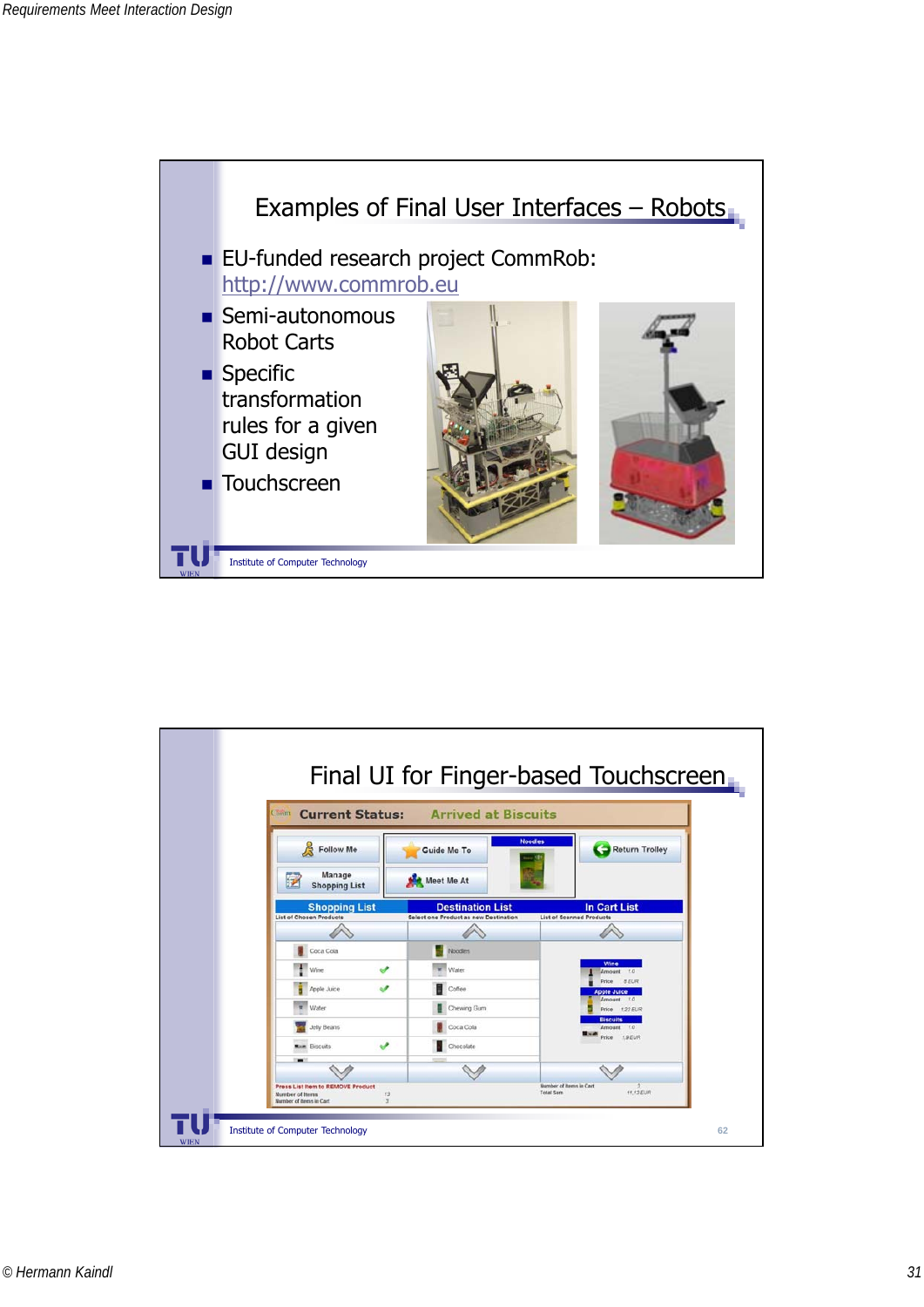## Examples of Final User Interfaces – Robots

- EU-funded research project CommRob: http://www.commrob.eu
- Semi-autonomous Robot Carts
- Specific transformation rules for a given GUI design
- Touchscreen

Institute of Computer Technology

## Final UI for Finger-based Touchscreen

Institute of Computer Technology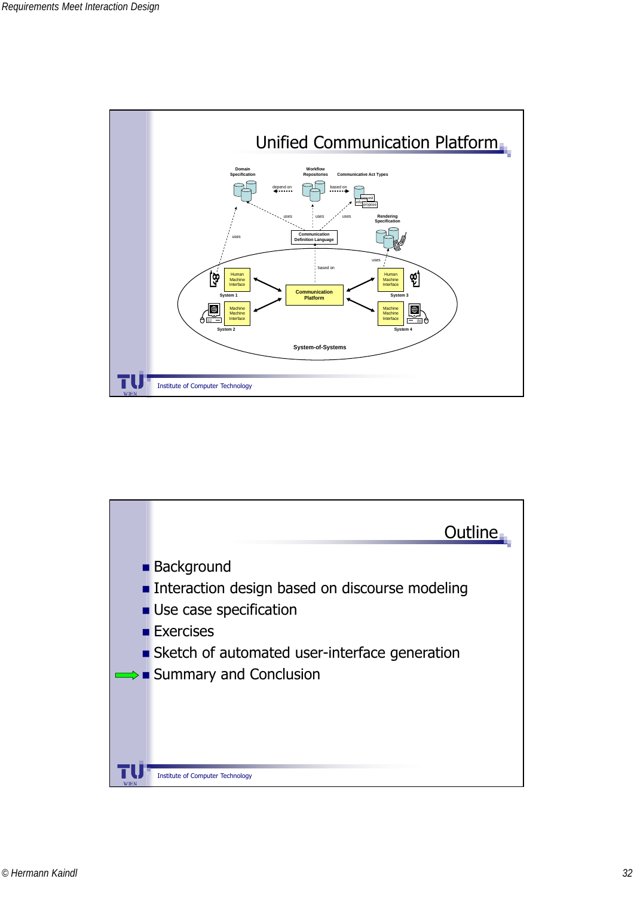## Unified Communication Platform

Domain Specification

Workflow Repositories

Communicative Act Types

depend on

based on

uses

uses

uses

uses

Communication Definition Language

Rendering Specification

uses

based on

Human Machine Interface

System 1

Machine Machine Interface

System 2

Communication Platform

Human Machine Interface

System 3

Machine Machine Interface

System 4

System-of-Systems

Institute of Computer Technology

## Outline

- Background
- Interaction design based on discourse modeling
- Use case specification
- Exercises
- Sketch of automated user-interface generation
- Summary and Conclusion

Institute of Computer Technology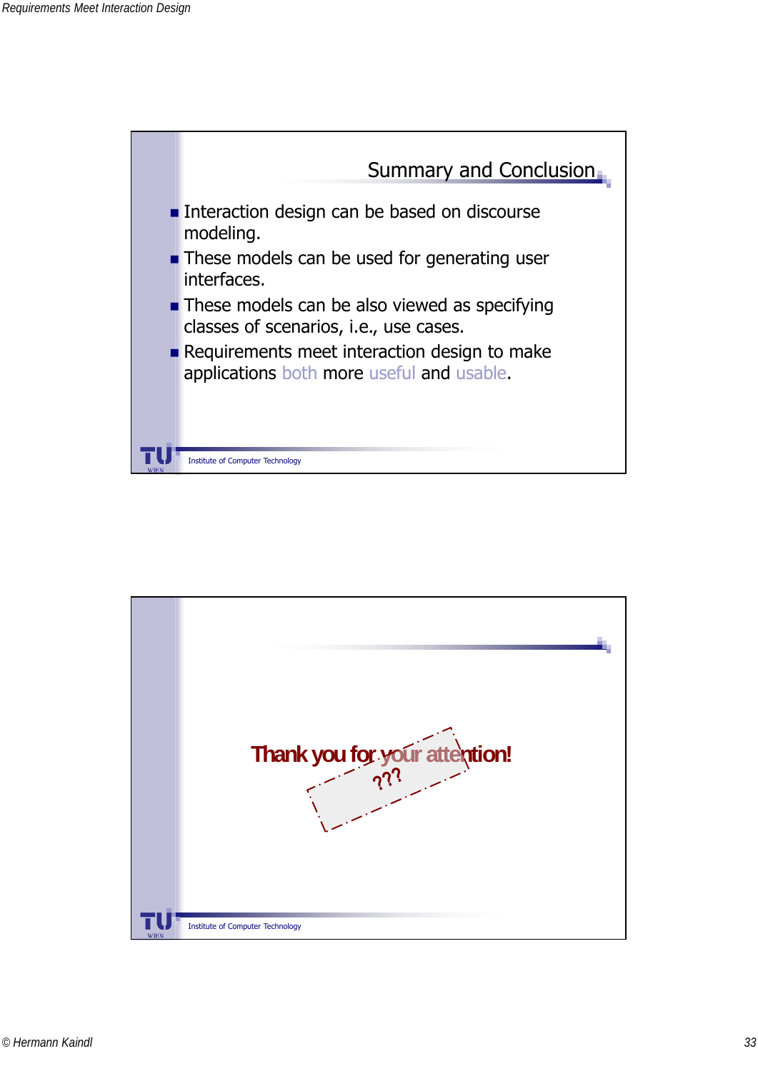## Summary and Conclusion

- Interaction design can be based on discourse modeling.
- These models can be used for generating user interfaces.
- These models can be also viewed as specifying classes of scenarios, i.e., use cases.
- Requirements meet interaction design to make applications both more useful and usable.

Institute of Computer Technology

---

**Thank you for your attention!**

???

Institute of Computer Technology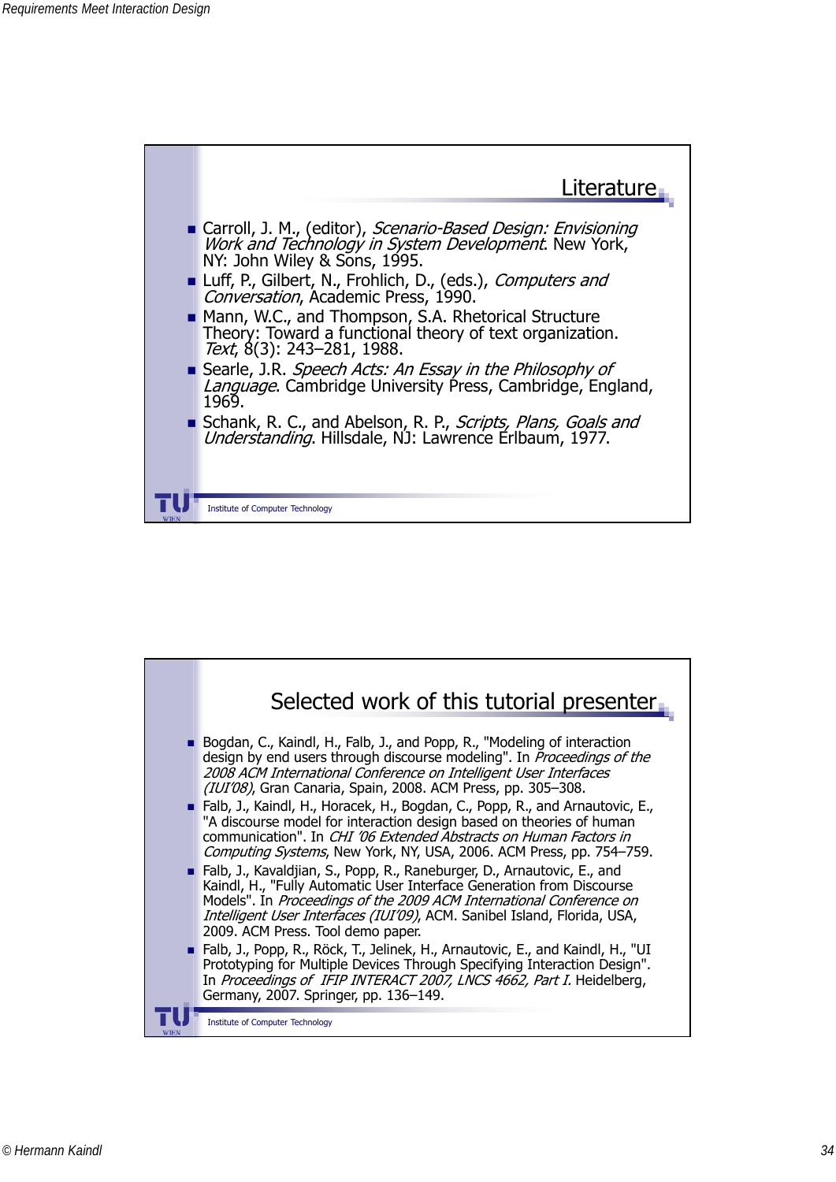## Literature

- Carroll, J. M., (editor), *Scenario-Based Design: Envisioning Work and Technology in System Development*. New York, NY: John Wiley & Sons, 1995.
- Luff, P., Gilbert, N., Frohlich, D., (eds.), *Computers and Conversation*, Academic Press, 1990.
- Mann, W.C., and Thompson, S.A. Rhetorical Structure Theory: Toward a functional theory of text organization. *Text*, 8(3): 243–281, 1988.
- Searle, J.R. *Speech Acts: An Essay in the Philosophy of Language*. Cambridge University Press, Cambridge, England, 1969.
- Schank, R. C., and Abelson, R. P., *Scripts, Plans, Goals and Understanding*. Hillsdale, NJ: Lawrence Erlbaum, 1977.

## Selected work of this tutorial presenter

- Bogdan, C., Kaindl, H., Falb, J., and Popp, R., "Modeling of interaction design by end users through discourse modeling". In *Proceedings of the 2008 ACM International Conference on Intelligent User Interfaces (IUI'08)*, Gran Canaria, Spain, 2008. ACM Press, pp. 305–308.
- Falb, J., Kaindl, H., Horacek, H., Bogdan, C., Popp, R., and Arnautovic, E., "A discourse model for interaction design based on theories of human communication". In *CHI '06 Extended Abstracts on Human Factors in Computing Systems*, New York, NY, USA, 2006. ACM Press, pp. 754–759.
- Falb, J., Kavaldjian, S., Popp, R., Raneburger, D., Arnautovic, E., and Kaindl, H., "Fully Automatic User Interface Generation from Discourse Models". In *Proceedings of the 2009 ACM International Conference on Intelligent User Interfaces (IUI'09)*, ACM. Sanibel Island, Florida, USA, 2009. ACM Press. Tool demo paper.
- Falb, J., Popp, R., Röck, T., Jelinek, H., Arnautovic, E., and Kaindl, H., "UI Prototyping for Multiple Devices Through Specifying Interaction Design". In *Proceedings of IFIP INTERACT 2007, LNCS 4662, Part I.* Heidelberg, Germany, 2007. Springer, pp. 136–149.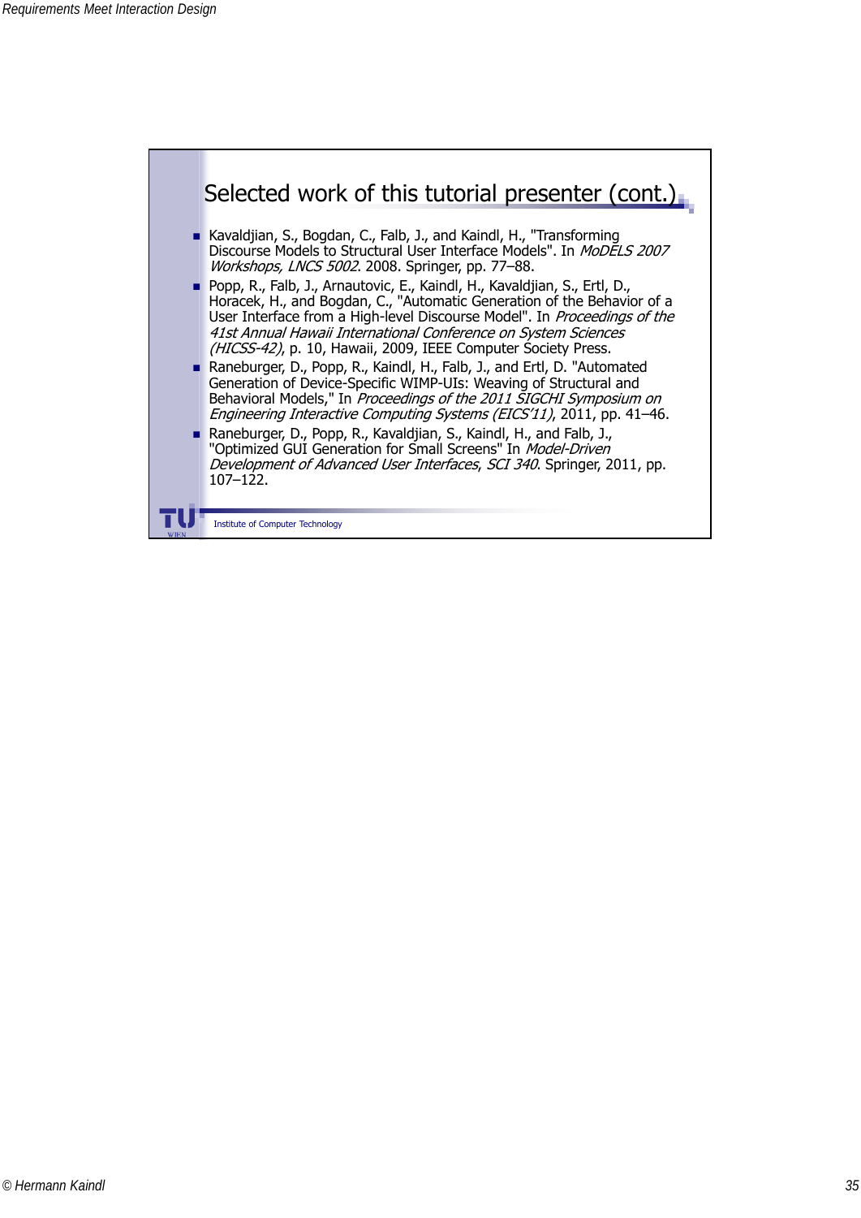## Selected work of this tutorial presenter (cont.)

- Kavaldjian, S., Bogdan, C., Falb, J., and Kaindl, H., "Transforming Discourse Models to Structural User Interface Models". In *MoDELS 2007 Workshops, LNCS 5002*. 2008. Springer, pp. 77–88.
- Popp, R., Falb, J., Arnautovic, E., Kaindl, H., Kavaldjian, S., Ertl, D., Horacek, H., and Bogdan, C., "Automatic Generation of the Behavior of a User Interface from a High-level Discourse Model". In *Proceedings of the 41st Annual Hawaii International Conference on System Sciences (HICSS-42)*, p. 10, Hawaii, 2009, IEEE Computer Society Press.
- Raneburger, D., Popp, R., Kaindl, H., Falb, J., and Ertl, D. "Automated Generation of Device-Specific WIMP-UIs: Weaving of Structural and Behavioral Models," In *Proceedings of the 2011 SIGCHI Symposium on Engineering Interactive Computing Systems (EICS'11)*, 2011, pp. 41–46.
- Raneburger, D., Popp, R., Kavaldjian, S., Kaindl, H., and Falb, J., "Optimized GUI Generation for Small Screens" In *Model-Driven Development of Advanced User Interfaces, SCI 340*. Springer, 2011, pp. 107–122.

Institute of Computer Technology